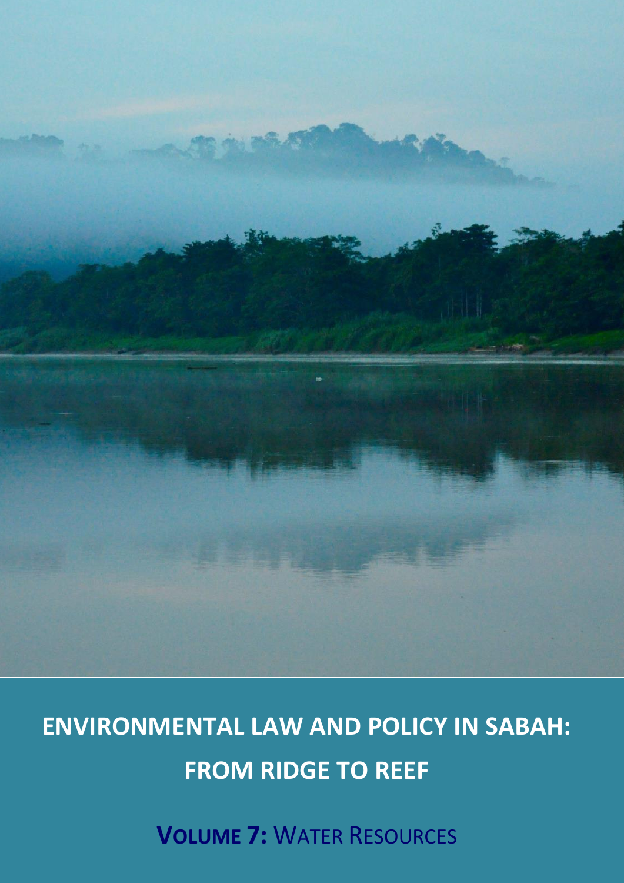# ENVIRONMENTAL LAW AND POLICY IN SABAH: FROM RIDGE TO REEF

## **VOLUME 7:** WATER RESOURCES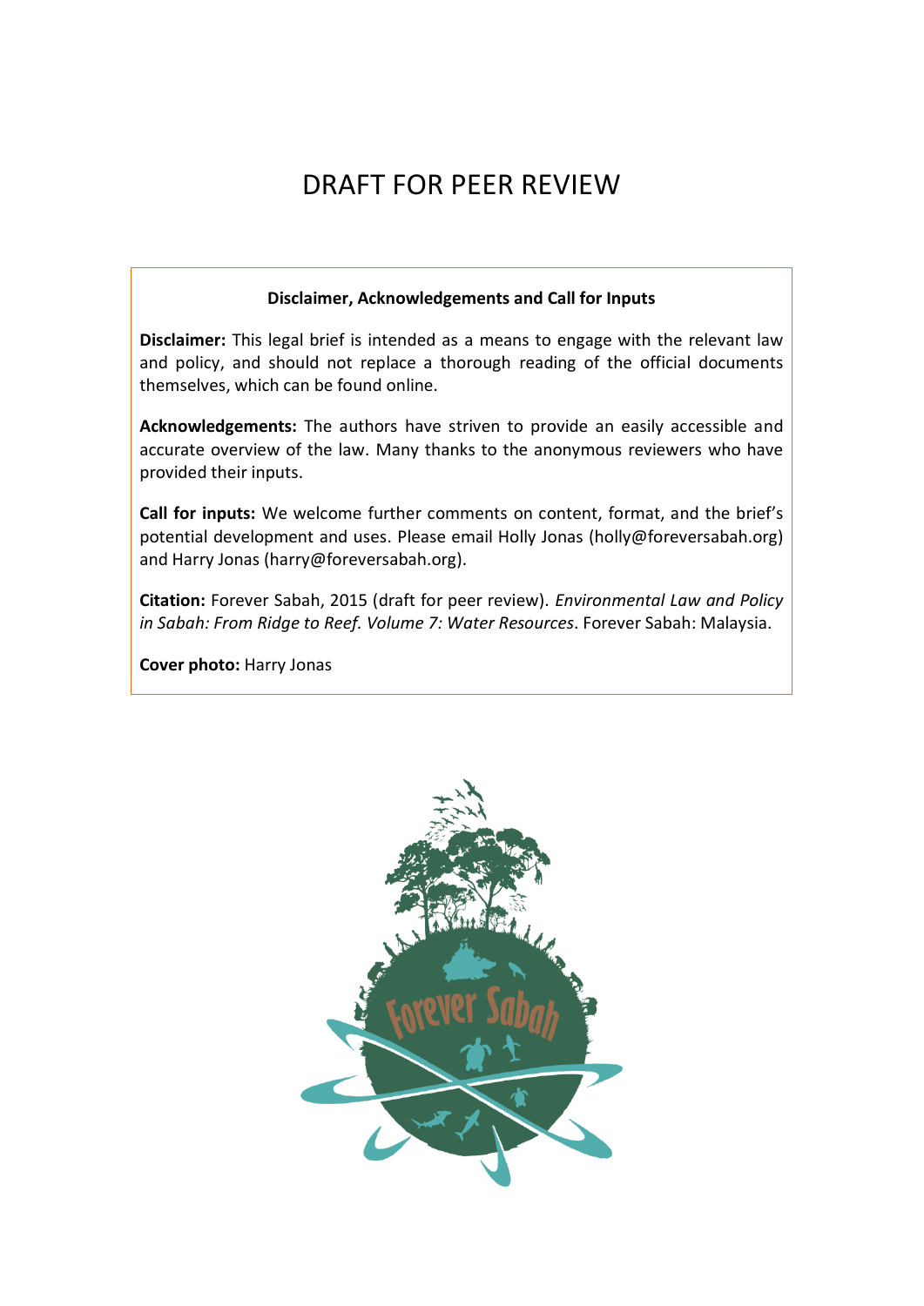# DRAFT FOR PEER REVIEW

**Disclaimer, Acknowledgements and Call for Inputs**

**Disclaimer:** This legal brief is intended as a means to engage with the relevant law and policy, and should not replace a thorough reading of the official documents themselves, which can be found online.

**Acknowledgements:** The authors have striven to provide an easily accessible and accurate overview of the law. Many thanks to the anonymous reviewers who have provided their inputs.

**Call for inputs:** We welcome further comments on content, format, and the brief's potential development and uses. Please email Holly Jonas (holly@foreversabah.org) and Harry Jonas (harry@foreversabah.org).

**Citation:** Forever Sabah, 2015 (draft for peer review). *Environmental Law and Policy in Sabah: From Ridge to Reef. Volume 7: Water Resources*. Forever Sabah: Malaysia.

**Cover photo:** Harry Jonas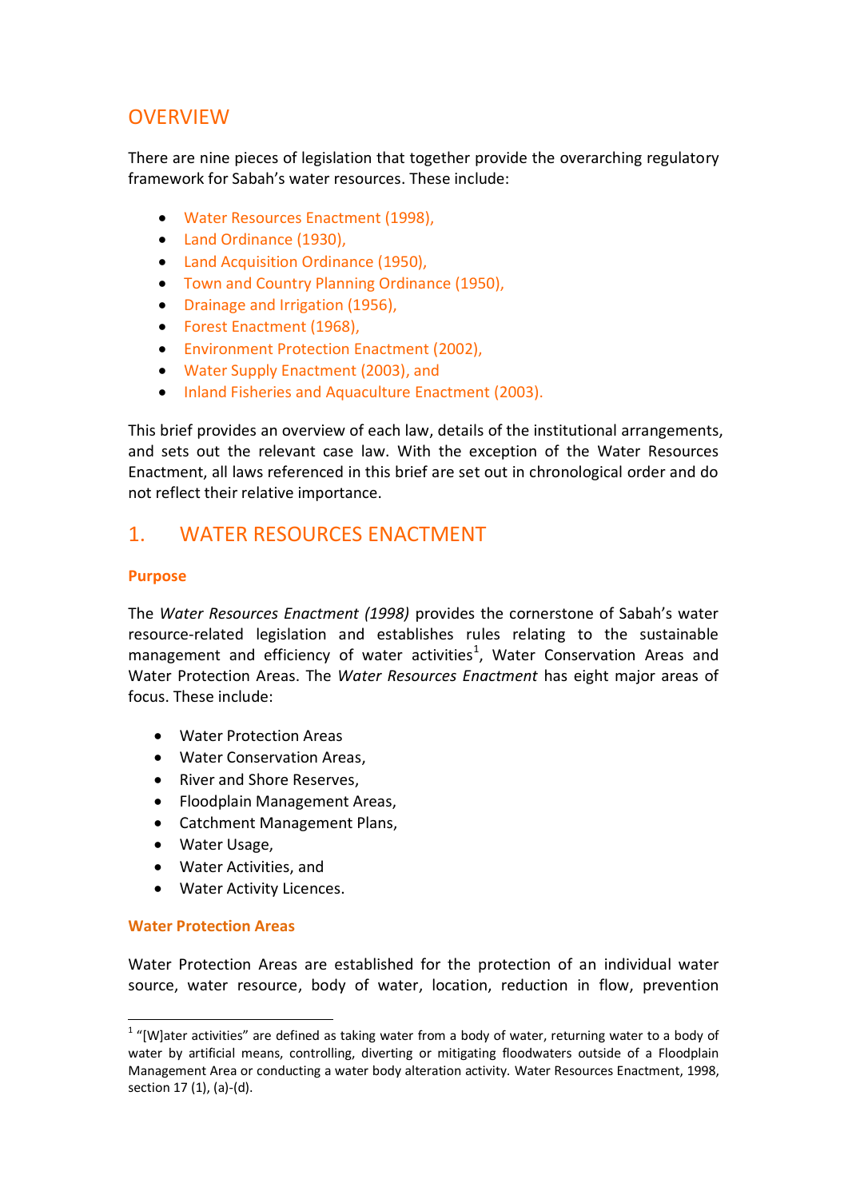# OVERVIEW

There are nine pieces of legislation that together provide the overarching regulatory framework for Sabah's water resources. These include:

- Water Resources Enactment (1998),
- Land Ordinance (1930),
- Land Acquisition Ordinance (1950),
- Town and Country Planning Ordinance (1950),
- Drainage and Irrigation (1956),
- Forest Enactment (1968),
- Environment Protection Enactment (2002),
- Water Supply Enactment (2003), and
- Inland Fisheries and Aquaculture Enactment (2003).

This brief provides an overview of each law, details of the institutional arrangements, and sets out the relevant case law. With the exception of the Water Resources Enactment, all laws referenced in this brief are set out in chronological order and do not reflect their relative importance.

# 1. WATER RESOURCES ENACTMENT

### Purpose

The *Water Resources Enactment (1998)* provides the cornerstone of Sabah's water resource-related legislation and establishes rules relating to the sustainable management and efficiency of water activities[1], Water Conservation Areas and Water Protection Areas. The *Water Resources Enactment* has eight major areas of focus. These include:

- Water Protection Areas
- Water Conservation Areas,
- River and Shore Reserves,
- Floodplain Management Areas,
- Catchment Management Plans,
- Water Usage,
- Water Activities, and
- Water Activity Licences.

### Water Protection Areas

Water Protection Areas are established for the protection of an individual water source, water resource, body of water, location, reduction in flow, prevention

[1] "[W]ater activities" are defined as taking water from a body of water, returning water to a body of water by artificial means, controlling, diverting or mitigating floodwaters outside of a Floodplain Management Area or conducting a water body alteration activity. Water Resources Enactment, 1998, section 17 (1), (a)-(d).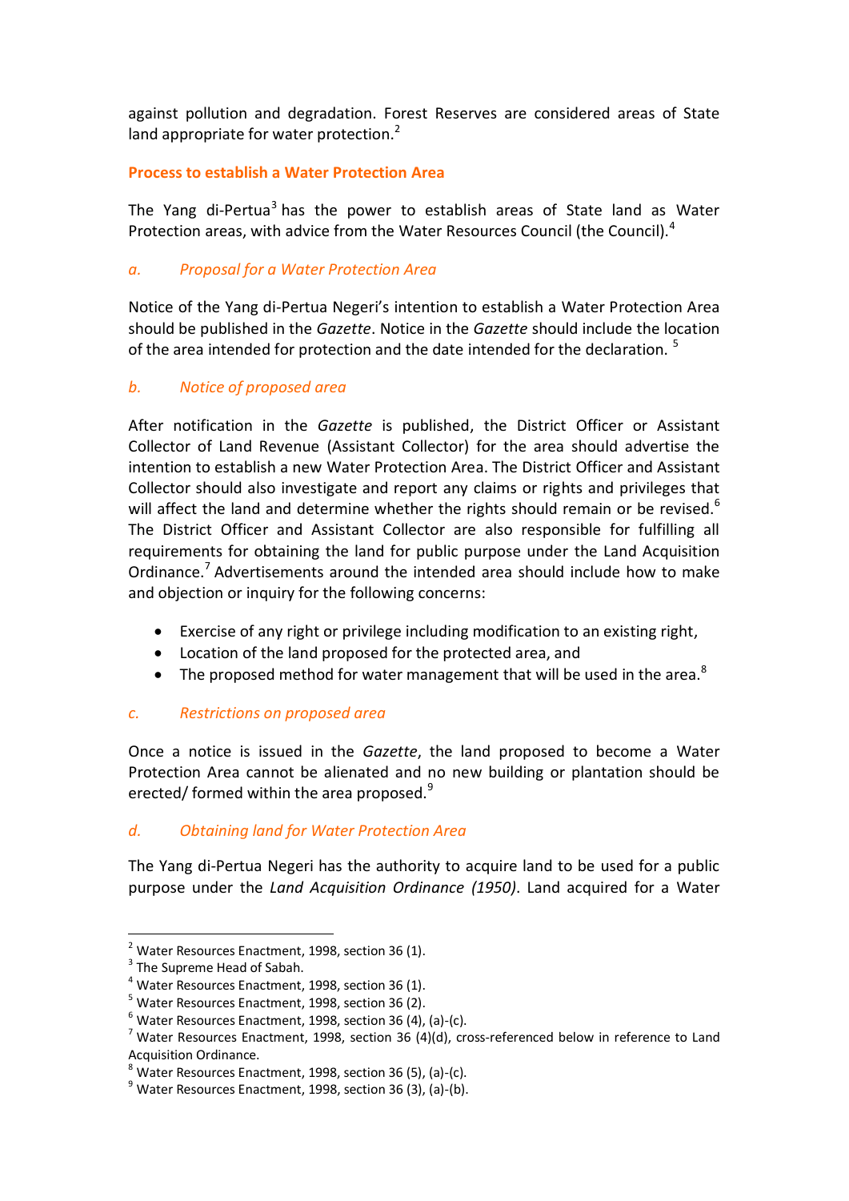against pollution and degradation. Forest Reserves are considered areas of State land appropriate for water protection.[2]

### Process to establish a Water Protection Area

The Yang di-Pertua[3] has the power to establish areas of State land as Water Protection areas, with advice from the Water Resources Council (the Council).[4]

#### *a. Proposal for a Water Protection Area*

Notice of the Yang di-Pertua Negeri's intention to establish a Water Protection Area should be published in the *Gazette*. Notice in the *Gazette* should include the location of the area intended for protection and the date intended for the declaration. [5]

#### *b. Notice of proposed area*

After notification in the *Gazette* is published, the District Officer or Assistant Collector of Land Revenue (Assistant Collector) for the area should advertise the intention to establish a new Water Protection Area. The District Officer and Assistant Collector should also investigate and report any claims or rights and privileges that will affect the land and determine whether the rights should remain or be revised.[6] The District Officer and Assistant Collector are also responsible for fulfilling all requirements for obtaining the land for public purpose under the Land Acquisition Ordinance.[7] Advertisements around the intended area should include how to make and objection or inquiry for the following concerns:

- Exercise of any right or privilege including modification to an existing right,
- Location of the land proposed for the protected area, and
- The proposed method for water management that will be used in the area.[8]

#### *c. Restrictions on proposed area*

Once a notice is issued in the *Gazette*, the land proposed to become a Water Protection Area cannot be alienated and no new building or plantation should be erected/ formed within the area proposed.[9]

#### *d. Obtaining land for Water Protection Area*

The Yang di-Pertua Negeri has the authority to acquire land to be used for a public purpose under the *Land Acquisition Ordinance (1950)*. Land acquired for a Water

---

[2] Water Resources Enactment, 1998, section 36 (1).
[3] The Supreme Head of Sabah.
[4] Water Resources Enactment, 1998, section 36 (1).
[5] Water Resources Enactment, 1998, section 36 (2).
[6] Water Resources Enactment, 1998, section 36 (4), (a)-(c).
[7] Water Resources Enactment, 1998, section 36 (4)(d), cross-referenced below in reference to Land Acquisition Ordinance.
[8] Water Resources Enactment, 1998, section 36 (5), (a)-(c).
[9] Water Resources Enactment, 1998, section 36 (3), (a)-(b).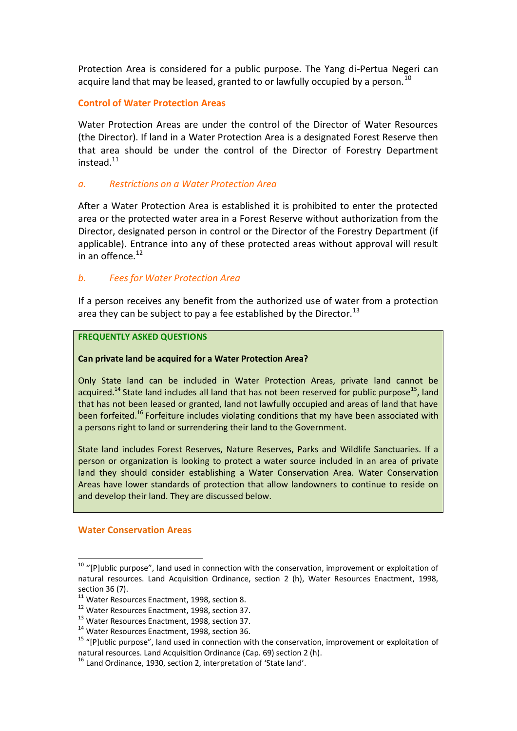Protection Area is considered for a public purpose. The Yang di-Pertua Negeri can acquire land that may be leased, granted to or lawfully occupied by a person.[10]

## Control of Water Protection Areas

Water Protection Areas are under the control of the Director of Water Resources (the Director). If land in a Water Protection Area is a designated Forest Reserve then that area should be under the control of the Director of Forestry Department instead.[11]

### *a. Restrictions on a Water Protection Area*

After a Water Protection Area is established it is prohibited to enter the protected area or the protected water area in a Forest Reserve without authorization from the Director, designated person in control or the Director of the Forestry Department (if applicable). Entrance into any of these protected areas without approval will result in an offence.[12]

### *b. Fees for Water Protection Area*

If a person receives any benefit from the authorized use of water from a protection area they can be subject to pay a fee established by the Director.[13]

**FREQUENTLY ASKED QUESTIONS**

**Can private land be acquired for a Water Protection Area?**

Only State land can be included in Water Protection Areas, private land cannot be acquired.[14] State land includes all land that has not been reserved for public purpose[15], land that has not been leased or granted, land not lawfully occupied and areas of land that have been forfeited.[16] Forfeiture includes violating conditions that my have been associated with a persons right to land or surrendering their land to the Government.

State land includes Forest Reserves, Nature Reserves, Parks and Wildlife Sanctuaries. If a person or organization is looking to protect a water source included in an area of private land they should consider establishing a Water Conservation Area. Water Conservation Areas have lower standards of protection that allow landowners to continue to reside on and develop their land. They are discussed below.

## Water Conservation Areas

---

[10] "[P]ublic purpose", land used in connection with the conservation, improvement or exploitation of natural resources. Land Acquisition Ordinance, section 2 (h), Water Resources Enactment, 1998, section 36 (7).

[11] Water Resources Enactment, 1998, section 8.

[12] Water Resources Enactment, 1998, section 37.

[13] Water Resources Enactment, 1998, section 37.

[14] Water Resources Enactment, 1998, section 36.

[15] "[P]ublic purpose", land used in connection with the conservation, improvement or exploitation of natural resources. Land Acquisition Ordinance (Cap. 69) section 2 (h).

[16] Land Ordinance, 1930, section 2, interpretation of 'State land'.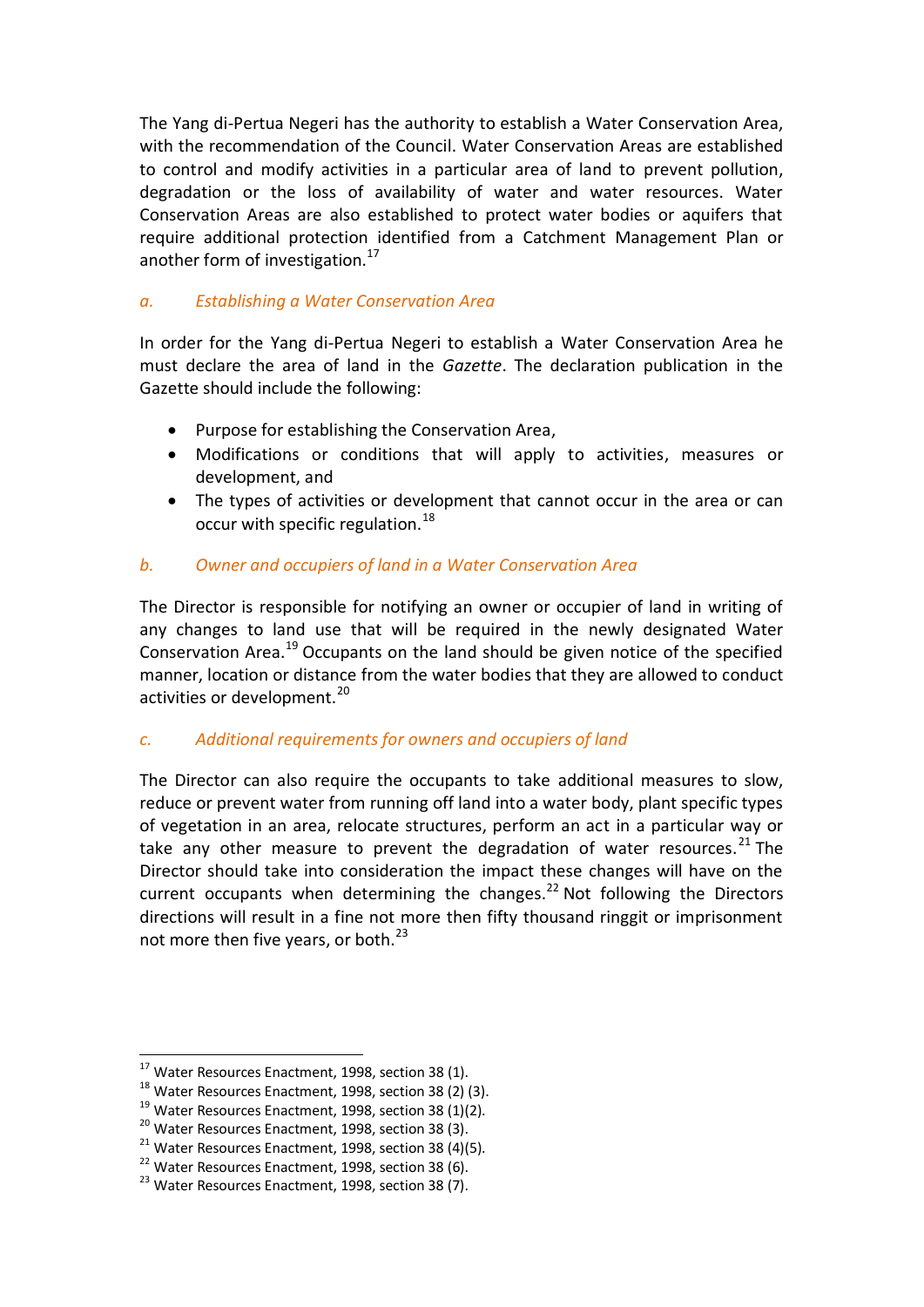The Yang di-Pertua Negeri has the authority to establish a Water Conservation Area, with the recommendation of the Council. Water Conservation Areas are established to control and modify activities in a particular area of land to prevent pollution, degradation or the loss of availability of water and water resources. Water Conservation Areas are also established to protect water bodies or aquifers that require additional protection identified from a Catchment Management Plan or another form of investigation.[17]

### *a. Establishing a Water Conservation Area*

In order for the Yang di-Pertua Negeri to establish a Water Conservation Area he must declare the area of land in the *Gazette*. The declaration publication in the Gazette should include the following:

- Purpose for establishing the Conservation Area,
- Modifications or conditions that will apply to activities, measures or development, and
- The types of activities or development that cannot occur in the area or can occur with specific regulation.[18]

### *b. Owner and occupiers of land in a Water Conservation Area*

The Director is responsible for notifying an owner or occupier of land in writing of any changes to land use that will be required in the newly designated Water Conservation Area.[19] Occupants on the land should be given notice of the specified manner, location or distance from the water bodies that they are allowed to conduct activities or development.[20]

### *c. Additional requirements for owners and occupiers of land*

The Director can also require the occupants to take additional measures to slow, reduce or prevent water from running off land into a water body, plant specific types of vegetation in an area, relocate structures, perform an act in a particular way or take any other measure to prevent the degradation of water resources.[21] The Director should take into consideration the impact these changes will have on the current occupants when determining the changes.[22] Not following the Directors directions will result in a fine not more then fifty thousand ringgit or imprisonment not more then five years, or both.[23]

---

[17] Water Resources Enactment, 1998, section 38 (1).
[18] Water Resources Enactment, 1998, section 38 (2) (3).
[19] Water Resources Enactment, 1998, section 38 (1)(2).
[20] Water Resources Enactment, 1998, section 38 (3).
[21] Water Resources Enactment, 1998, section 38 (4)(5).
[22] Water Resources Enactment, 1998, section 38 (6).
[23] Water Resources Enactment, 1998, section 38 (7).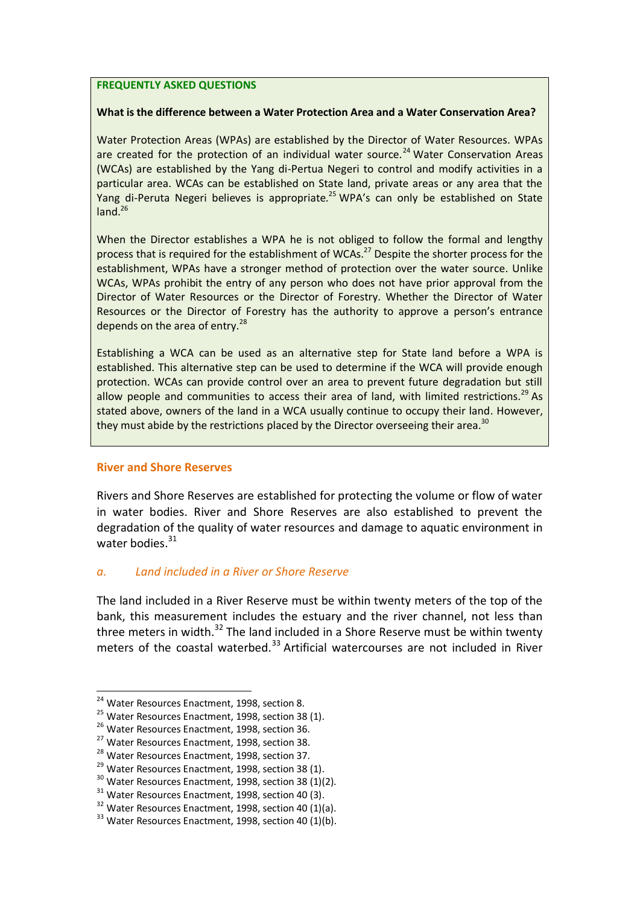**FREQUENTLY ASKED QUESTIONS**

**What is the difference between a Water Protection Area and a Water Conservation Area?**

Water Protection Areas (WPAs) are established by the Director of Water Resources. WPAs are created for the protection of an individual water source.[24] Water Conservation Areas (WCAs) are established by the Yang di-Pertua Negeri to control and modify activities in a particular area. WCAs can be established on State land, private areas or any area that the Yang di-Peruta Negeri believes is appropriate.[25] WPA's can only be established on State land.[26]

When the Director establishes a WPA he is not obliged to follow the formal and lengthy process that is required for the establishment of WCAs.[27] Despite the shorter process for the establishment, WPAs have a stronger method of protection over the water source. Unlike WCAs, WPAs prohibit the entry of any person who does not have prior approval from the Director of Water Resources or the Director of Forestry. Whether the Director of Water Resources or the Director of Forestry has the authority to approve a person's entrance depends on the area of entry.[28]

Establishing a WCA can be used as an alternative step for State land before a WPA is established. This alternative step can be used to determine if the WCA will provide enough protection. WCAs can provide control over an area to prevent future degradation but still allow people and communities to access their area of land, with limited restrictions.[29] As stated above, owners of the land in a WCA usually continue to occupy their land. However, they must abide by the restrictions placed by the Director overseeing their area.[30]

## River and Shore Reserves

Rivers and Shore Reserves are established for protecting the volume or flow of water in water bodies. River and Shore Reserves are also established to prevent the degradation of the quality of water resources and damage to aquatic environment in water bodies.[31]

### *a. Land included in a River or Shore Reserve*

The land included in a River Reserve must be within twenty meters of the top of the bank, this measurement includes the estuary and the river channel, not less than three meters in width.[32] The land included in a Shore Reserve must be within twenty meters of the coastal waterbed.[33] Artificial watercourses are not included in River

---

[24] Water Resources Enactment, 1998, section 8.
[25] Water Resources Enactment, 1998, section 38 (1).
[26] Water Resources Enactment, 1998, section 36.
[27] Water Resources Enactment, 1998, section 38.
[28] Water Resources Enactment, 1998, section 37.
[29] Water Resources Enactment, 1998, section 38 (1).
[30] Water Resources Enactment, 1998, section 38 (1)(2).
[31] Water Resources Enactment, 1998, section 40 (3).
[32] Water Resources Enactment, 1998, section 40 (1)(a).
[33] Water Resources Enactment, 1998, section 40 (1)(b).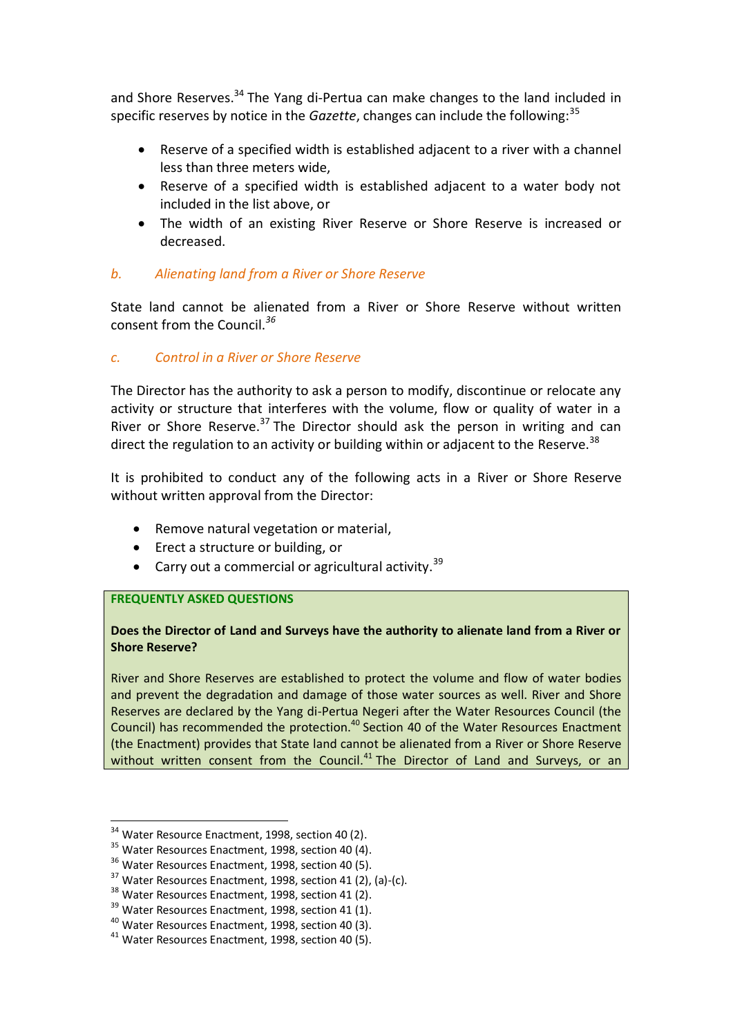and Shore Reserves.[34] The Yang di-Pertua can make changes to the land included in specific reserves by notice in the *Gazette*, changes can include the following:[35]

- Reserve of a specified width is established adjacent to a river with a channel less than three meters wide,
- Reserve of a specified width is established adjacent to a water body not included in the list above, or
- The width of an existing River Reserve or Shore Reserve is increased or decreased.

### *b. Alienating land from a River or Shore Reserve*

State land cannot be alienated from a River or Shore Reserve without written consent from the Council.[36]

### *c. Control in a River or Shore Reserve*

The Director has the authority to ask a person to modify, discontinue or relocate any activity or structure that interferes with the volume, flow or quality of water in a River or Shore Reserve.[37] The Director should ask the person in writing and can direct the regulation to an activity or building within or adjacent to the Reserve.[38]

It is prohibited to conduct any of the following acts in a River or Shore Reserve without written approval from the Director:

- Remove natural vegetation or material,
- Erect a structure or building, or
- Carry out a commercial or agricultural activity.[39]

**FREQUENTLY ASKED QUESTIONS**

**Does the Director of Land and Surveys have the authority to alienate land from a River or Shore Reserve?**

River and Shore Reserves are established to protect the volume and flow of water bodies and prevent the degradation and damage of those water sources as well. River and Shore Reserves are declared by the Yang di-Pertua Negeri after the Water Resources Council (the Council) has recommended the protection.[40] Section 40 of the Water Resources Enactment (the Enactment) provides that State land cannot be alienated from a River or Shore Reserve without written consent from the Council.[41] The Director of Land and Surveys, or an

---

[34] Water Resource Enactment, 1998, section 40 (2).
[35] Water Resources Enactment, 1998, section 40 (4).
[36] Water Resources Enactment, 1998, section 40 (5).
[37] Water Resources Enactment, 1998, section 41 (2), (a)-(c).
[38] Water Resources Enactment, 1998, section 41 (2).
[39] Water Resources Enactment, 1998, section 41 (1).
[40] Water Resources Enactment, 1998, section 40 (3).
[41] Water Resources Enactment, 1998, section 40 (5).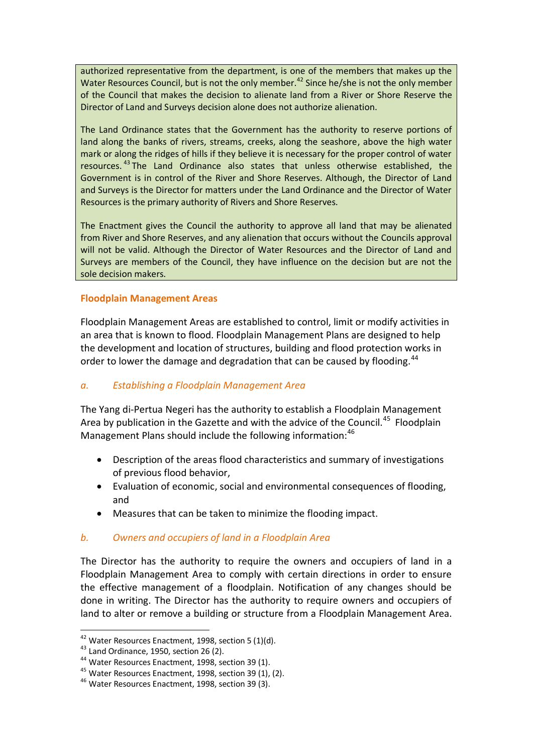authorized representative from the department, is one of the members that makes up the Water Resources Council, but is not the only member.[42] Since he/she is not the only member of the Council that makes the decision to alienate land from a River or Shore Reserve the Director of Land and Surveys decision alone does not authorize alienation.

The Land Ordinance states that the Government has the authority to reserve portions of land along the banks of rivers, streams, creeks, along the seashore, above the high water mark or along the ridges of hills if they believe it is necessary for the proper control of water resources.[43] The Land Ordinance also states that unless otherwise established, the Government is in control of the River and Shore Reserves. Although, the Director of Land and Surveys is the Director for matters under the Land Ordinance and the Director of Water Resources is the primary authority of Rivers and Shore Reserves.

The Enactment gives the Council the authority to approve all land that may be alienated from River and Shore Reserves, and any alienation that occurs without the Councils approval will not be valid. Although the Director of Water Resources and the Director of Land and Surveys are members of the Council, they have influence on the decision but are not the sole decision makers.

## Floodplain Management Areas

Floodplain Management Areas are established to control, limit or modify activities in an area that is known to flood. Floodplain Management Plans are designed to help the development and location of structures, building and flood protection works in order to lower the damage and degradation that can be caused by flooding.[44]

### *a. Establishing a Floodplain Management Area*

The Yang di-Pertua Negeri has the authority to establish a Floodplain Management Area by publication in the Gazette and with the advice of the Council.[45] Floodplain Management Plans should include the following information:[46]

- Description of the areas flood characteristics and summary of investigations of previous flood behavior,
- Evaluation of economic, social and environmental consequences of flooding, and
- Measures that can be taken to minimize the flooding impact.

### *b. Owners and occupiers of land in a Floodplain Area*

The Director has the authority to require the owners and occupiers of land in a Floodplain Management Area to comply with certain directions in order to ensure the effective management of a floodplain. Notification of any changes should be done in writing. The Director has the authority to require owners and occupiers of land to alter or remove a building or structure from a Floodplain Management Area.

---

[42] Water Resources Enactment, 1998, section 5 (1)(d).
[43] Land Ordinance, 1950, section 26 (2).
[44] Water Resources Enactment, 1998, section 39 (1).
[45] Water Resources Enactment, 1998, section 39 (1), (2).
[46] Water Resources Enactment, 1998, section 39 (3).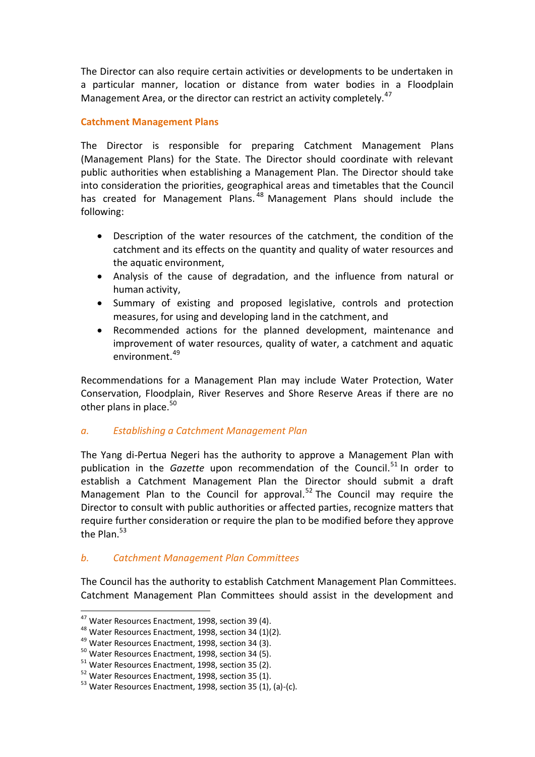The Director can also require certain activities or developments to be undertaken in a particular manner, location or distance from water bodies in a Floodplain Management Area, or the director can restrict an activity completely.[47]

**Catchment Management Plans**

The Director is responsible for preparing Catchment Management Plans (Management Plans) for the State. The Director should coordinate with relevant public authorities when establishing a Management Plan. The Director should take into consideration the priorities, geographical areas and timetables that the Council has created for Management Plans.[48] Management Plans should include the following:

- Description of the water resources of the catchment, the condition of the catchment and its effects on the quantity and quality of water resources and the aquatic environment,
- Analysis of the cause of degradation, and the influence from natural or human activity,
- Summary of existing and proposed legislative, controls and protection measures, for using and developing land in the catchment, and
- Recommended actions for the planned development, maintenance and improvement of water resources, quality of water, a catchment and aquatic environment.[49]

Recommendations for a Management Plan may include Water Protection, Water Conservation, Floodplain, River Reserves and Shore Reserve Areas if there are no other plans in place.[50]

*a. Establishing a Catchment Management Plan*

The Yang di-Pertua Negeri has the authority to approve a Management Plan with publication in the *Gazette* upon recommendation of the Council.[51] In order to establish a Catchment Management Plan the Director should submit a draft Management Plan to the Council for approval.[52] The Council may require the Director to consult with public authorities or affected parties, recognize matters that require further consideration or require the plan to be modified before they approve the Plan.[53]

*b. Catchment Management Plan Committees*

The Council has the authority to establish Catchment Management Plan Committees. Catchment Management Plan Committees should assist in the development and

---

[47] Water Resources Enactment, 1998, section 39 (4).
[48] Water Resources Enactment, 1998, section 34 (1)(2).
[49] Water Resources Enactment, 1998, section 34 (3).
[50] Water Resources Enactment, 1998, section 34 (5).
[51] Water Resources Enactment, 1998, section 35 (2).
[52] Water Resources Enactment, 1998, section 35 (1).
[53] Water Resources Enactment, 1998, section 35 (1), (a)-(c).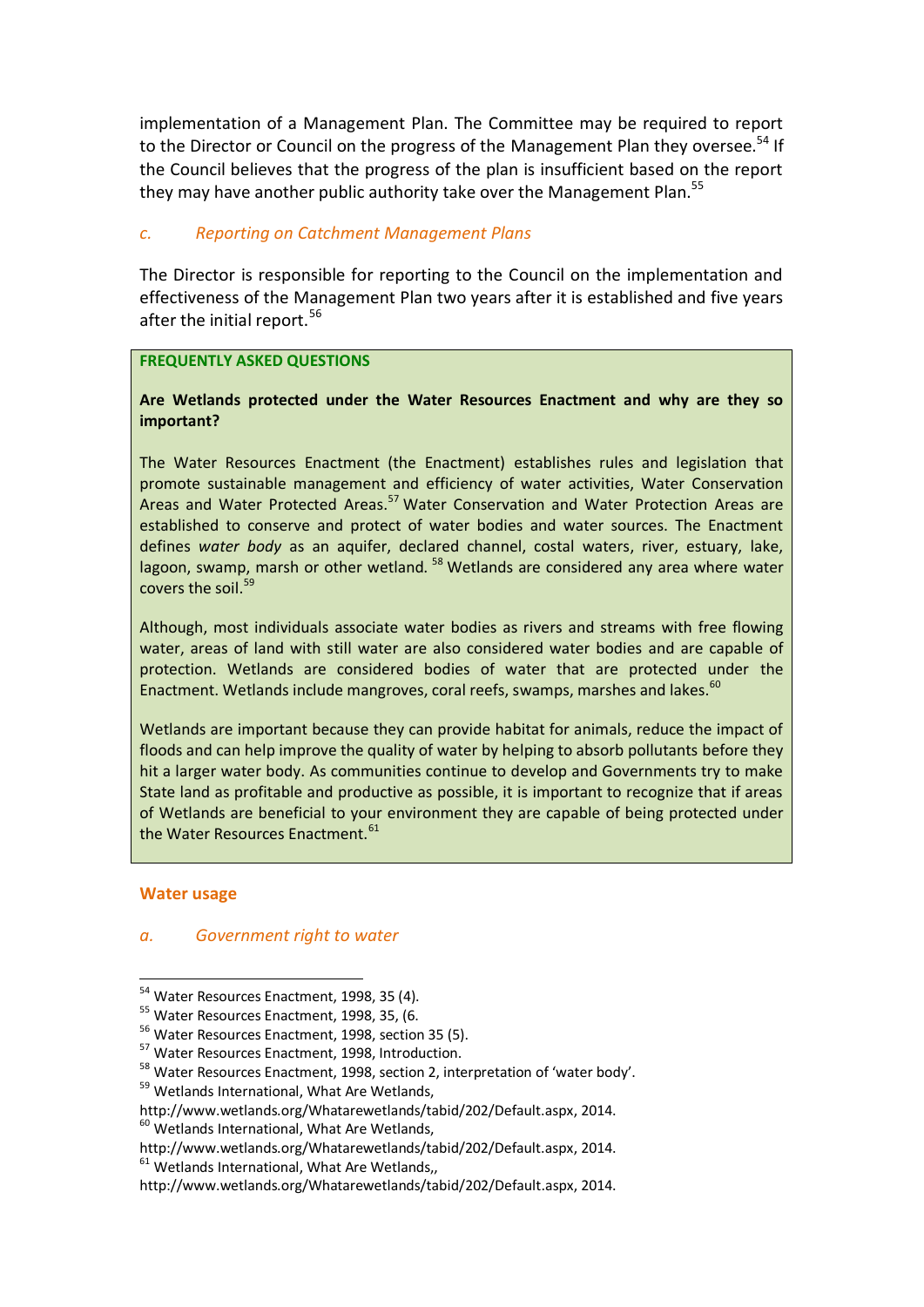implementation of a Management Plan. The Committee may be required to report to the Director or Council on the progress of the Management Plan they oversee.[54] If the Council believes that the progress of the plan is insufficient based on the report they may have another public authority take over the Management Plan.[55]

### *c. Reporting on Catchment Management Plans*

The Director is responsible for reporting to the Council on the implementation and effectiveness of the Management Plan two years after it is established and five years after the initial report.[56]

> **FREQUENTLY ASKED QUESTIONS**
>
> **Are Wetlands protected under the Water Resources Enactment and why are they so important?**
>
> The Water Resources Enactment (the Enactment) establishes rules and legislation that promote sustainable management and efficiency of water activities, Water Conservation Areas and Water Protected Areas.[57] Water Conservation and Water Protection Areas are established to conserve and protect of water bodies and water sources. The Enactment defines *water body* as an aquifer, declared channel, costal waters, river, estuary, lake, lagoon, swamp, marsh or other wetland. [58] Wetlands are considered any area where water covers the soil.[59]
>
> Although, most individuals associate water bodies as rivers and streams with free flowing water, areas of land with still water are also considered water bodies and are capable of protection. Wetlands are considered bodies of water that are protected under the Enactment. Wetlands include mangroves, coral reefs, swamps, marshes and lakes.[60]
>
> Wetlands are important because they can provide habitat for animals, reduce the impact of floods and can help improve the quality of water by helping to absorb pollutants before they hit a larger water body. As communities continue to develop and Governments try to make State land as profitable and productive as possible, it is important to recognize that if areas of Wetlands are beneficial to your environment they are capable of being protected under the Water Resources Enactment.[61]

## Water usage

### *a. Government right to water*

---

[54] Water Resources Enactment, 1998, 35 (4).
[55] Water Resources Enactment, 1998, 35, (6.
[56] Water Resources Enactment, 1998, section 35 (5).
[57] Water Resources Enactment, 1998, Introduction.
[58] Water Resources Enactment, 1998, section 2, interpretation of 'water body'.
[59] Wetlands International, What Are Wetlands, http://www.wetlands.org/Whatarewetlands/tabid/202/Default.aspx, 2014.
[60] Wetlands International, What Are Wetlands, http://www.wetlands.org/Whatarewetlands/tabid/202/Default.aspx, 2014.
[61] Wetlands International, What Are Wetlands,, http://www.wetlands.org/Whatarewetlands/tabid/202/Default.aspx, 2014.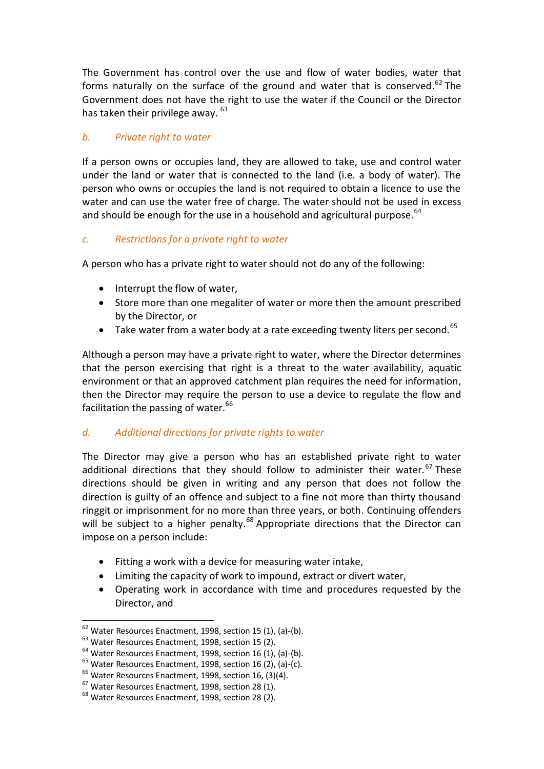The Government has control over the use and flow of water bodies, water that forms naturally on the surface of the ground and water that is conserved.[62] The Government does not have the right to use the water if the Council or the Director has taken their privilege away. [63]

### *b. Private right to water*

If a person owns or occupies land, they are allowed to take, use and control water under the land or water that is connected to the land (i.e. a body of water). The person who owns or occupies the land is not required to obtain a licence to use the water and can use the water free of charge. The water should not be used in excess and should be enough for the use in a household and agricultural purpose.[64]

### *c. Restrictions for a private right to water*

A person who has a private right to water should not do any of the following:

- Interrupt the flow of water,
- Store more than one megaliter of water or more then the amount prescribed by the Director, or
- Take water from a water body at a rate exceeding twenty liters per second.[65]

Although a person may have a private right to water, where the Director determines that the person exercising that right is a threat to the water availability, aquatic environment or that an approved catchment plan requires the need for information, then the Director may require the person to use a device to regulate the flow and facilitation the passing of water.[66]

### *d. Additional directions for private rights to water*

The Director may give a person who has an established private right to water additional directions that they should follow to administer their water.[67] These directions should be given in writing and any person that does not follow the direction is guilty of an offence and subject to a fine not more than thirty thousand ringgit or imprisonment for no more than three years, or both. Continuing offenders will be subject to a higher penalty.[68] Appropriate directions that the Director can impose on a person include:

- Fitting a work with a device for measuring water intake,
- Limiting the capacity of work to impound, extract or divert water,
- Operating work in accordance with time and procedures requested by the Director, and

---

[62] Water Resources Enactment, 1998, section 15 (1), (a)-(b).
[63] Water Resources Enactment, 1998, section 15 (2).
[64] Water Resources Enactment, 1998, section 16 (1), (a)-(b).
[65] Water Resources Enactment, 1998, section 16 (2), (a)-(c).
[66] Water Resources Enactment, 1998, section 16, (3)(4).
[67] Water Resources Enactment, 1998, section 28 (1).
[68] Water Resources Enactment, 1998, section 28 (2).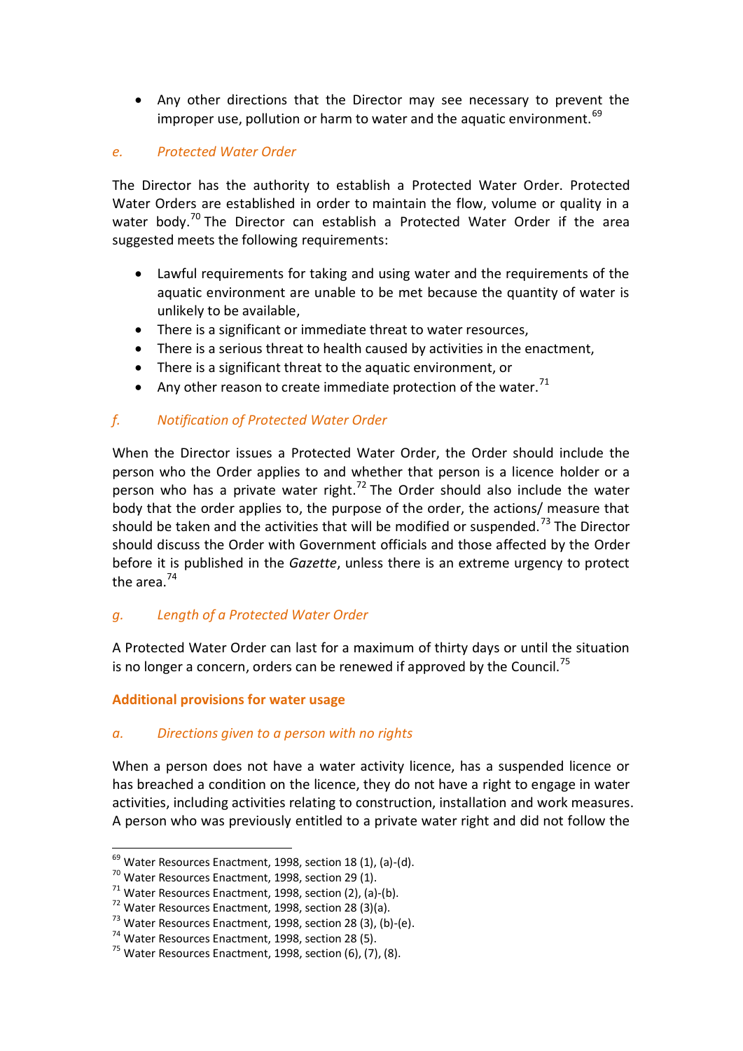- Any other directions that the Director may see necessary to prevent the improper use, pollution or harm to water and the aquatic environment.[69]

*e. Protected Water Order*

The Director has the authority to establish a Protected Water Order. Protected Water Orders are established in order to maintain the flow, volume or quality in a water body.[70] The Director can establish a Protected Water Order if the area suggested meets the following requirements:

- Lawful requirements for taking and using water and the requirements of the aquatic environment are unable to be met because the quantity of water is unlikely to be available,
- There is a significant or immediate threat to water resources,
- There is a serious threat to health caused by activities in the enactment,
- There is a significant threat to the aquatic environment, or
- Any other reason to create immediate protection of the water.[71]

*f. Notification of Protected Water Order*

When the Director issues a Protected Water Order, the Order should include the person who the Order applies to and whether that person is a licence holder or a person who has a private water right.[72] The Order should also include the water body that the order applies to, the purpose of the order, the actions/ measure that should be taken and the activities that will be modified or suspended.[73] The Director should discuss the Order with Government officials and those affected by the Order before it is published in the *Gazette*, unless there is an extreme urgency to protect the area.[74]

*g. Length of a Protected Water Order*

A Protected Water Order can last for a maximum of thirty days or until the situation is no longer a concern, orders can be renewed if approved by the Council.[75]

**Additional provisions for water usage**

*a. Directions given to a person with no rights*

When a person does not have a water activity licence, has a suspended licence or has breached a condition on the licence, they do not have a right to engage in water activities, including activities relating to construction, installation and work measures. A person who was previously entitled to a private water right and did not follow the

---

[69] Water Resources Enactment, 1998, section 18 (1), (a)-(d).
[70] Water Resources Enactment, 1998, section 29 (1).
[71] Water Resources Enactment, 1998, section (2), (a)-(b).
[72] Water Resources Enactment, 1998, section 28 (3)(a).
[73] Water Resources Enactment, 1998, section 28 (3), (b)-(e).
[74] Water Resources Enactment, 1998, section 28 (5).
[75] Water Resources Enactment, 1998, section (6), (7), (8).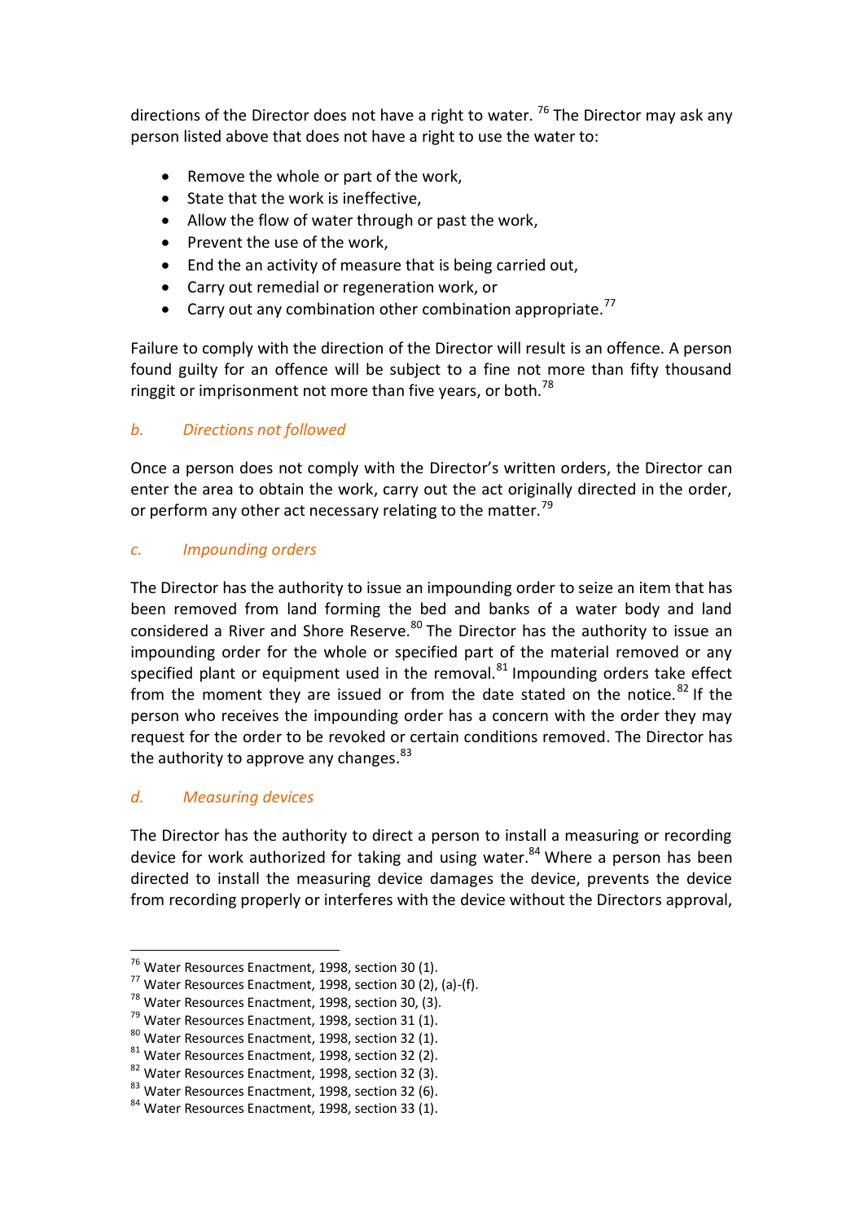directions of the Director does not have a right to water. [76] The Director may ask any person listed above that does not have a right to use the water to:

- Remove the whole or part of the work,
- State that the work is ineffective,
- Allow the flow of water through or past the work,
- Prevent the use of the work,
- End the an activity of measure that is being carried out,
- Carry out remedial or regeneration work, or
- Carry out any combination other combination appropriate.[77]

Failure to comply with the direction of the Director will result is an offence. A person found guilty for an offence will be subject to a fine not more than fifty thousand ringgit or imprisonment not more than five years, or both.[78]

### *b. Directions not followed*

Once a person does not comply with the Director's written orders, the Director can enter the area to obtain the work, carry out the act originally directed in the order, or perform any other act necessary relating to the matter.[79]

### *c. Impounding orders*

The Director has the authority to issue an impounding order to seize an item that has been removed from land forming the bed and banks of a water body and land considered a River and Shore Reserve.[80] The Director has the authority to issue an impounding order for the whole or specified part of the material removed or any specified plant or equipment used in the removal.[81] Impounding orders take effect from the moment they are issued or from the date stated on the notice.[82] If the person who receives the impounding order has a concern with the order they may request for the order to be revoked or certain conditions removed. The Director has the authority to approve any changes.[83]

### *d. Measuring devices*

The Director has the authority to direct a person to install a measuring or recording device for work authorized for taking and using water.[84] Where a person has been directed to install the measuring device damages the device, prevents the device from recording properly or interferes with the device without the Directors approval,

---

[76] Water Resources Enactment, 1998, section 30 (1).
[77] Water Resources Enactment, 1998, section 30 (2), (a)-(f).
[78] Water Resources Enactment, 1998, section 30, (3).
[79] Water Resources Enactment, 1998, section 31 (1).
[80] Water Resources Enactment, 1998, section 32 (1).
[81] Water Resources Enactment, 1998, section 32 (2).
[82] Water Resources Enactment, 1998, section 32 (3).
[83] Water Resources Enactment, 1998, section 32 (6).
[84] Water Resources Enactment, 1998, section 33 (1).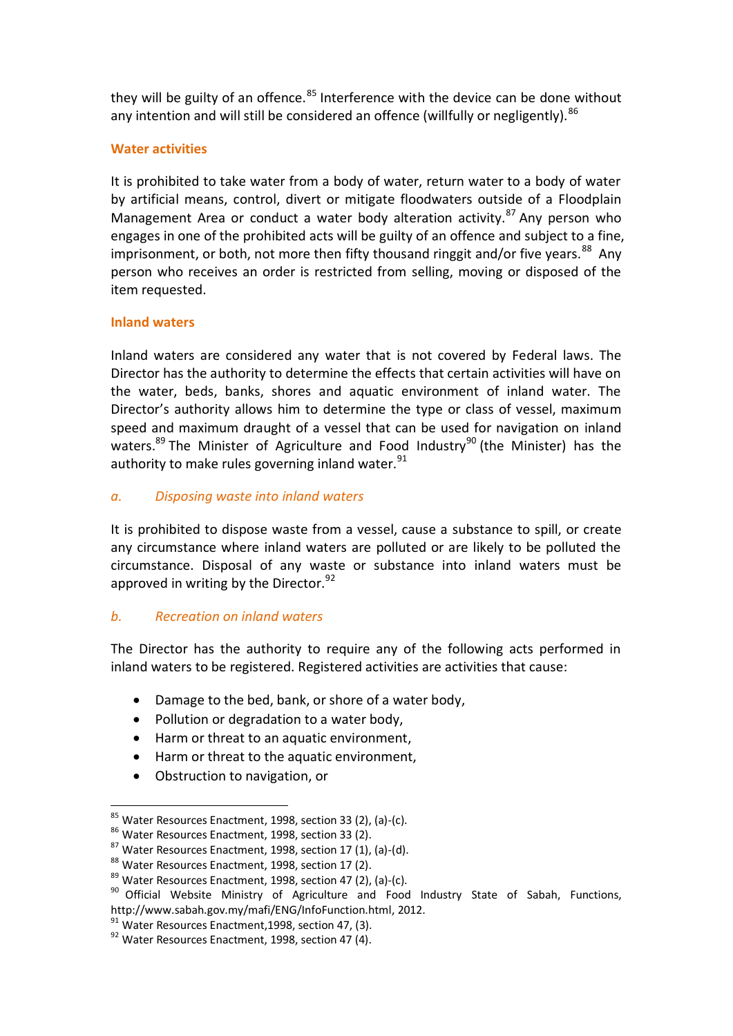they will be guilty of an offence.[85] Interference with the device can be done without any intention and will still be considered an offence (willfully or negligently).[86]

### Water activities

It is prohibited to take water from a body of water, return water to a body of water by artificial means, control, divert or mitigate floodwaters outside of a Floodplain Management Area or conduct a water body alteration activity.[87] Any person who engages in one of the prohibited acts will be guilty of an offence and subject to a fine, imprisonment, or both, not more then fifty thousand ringgit and/or five years.[88] Any person who receives an order is restricted from selling, moving or disposed of the item requested.

### Inland waters

Inland waters are considered any water that is not covered by Federal laws. The Director has the authority to determine the effects that certain activities will have on the water, beds, banks, shores and aquatic environment of inland water. The Director's authority allows him to determine the type or class of vessel, maximum speed and maximum draught of a vessel that can be used for navigation on inland waters.[89] The Minister of Agriculture and Food Industry[90] (the Minister) has the authority to make rules governing inland water.[91]

#### *a. Disposing waste into inland waters*

It is prohibited to dispose waste from a vessel, cause a substance to spill, or create any circumstance where inland waters are polluted or are likely to be polluted the circumstance. Disposal of any waste or substance into inland waters must be approved in writing by the Director.[92]

#### *b. Recreation on inland waters*

The Director has the authority to require any of the following acts performed in inland waters to be registered. Registered activities are activities that cause:

- Damage to the bed, bank, or shore of a water body,
- Pollution or degradation to a water body,
- Harm or threat to an aquatic environment,
- Harm or threat to the aquatic environment,
- Obstruction to navigation, or

---

[85] Water Resources Enactment, 1998, section 33 (2), (a)-(c).
[86] Water Resources Enactment, 1998, section 33 (2).
[87] Water Resources Enactment, 1998, section 17 (1), (a)-(d).
[88] Water Resources Enactment, 1998, section 17 (2).
[89] Water Resources Enactment, 1998, section 47 (2), (a)-(c).
[90] Official Website Ministry of Agriculture and Food Industry State of Sabah, Functions, http://www.sabah.gov.my/mafi/ENG/InfoFunction.html, 2012.
[91] Water Resources Enactment,1998, section 47, (3).
[92] Water Resources Enactment, 1998, section 47 (4).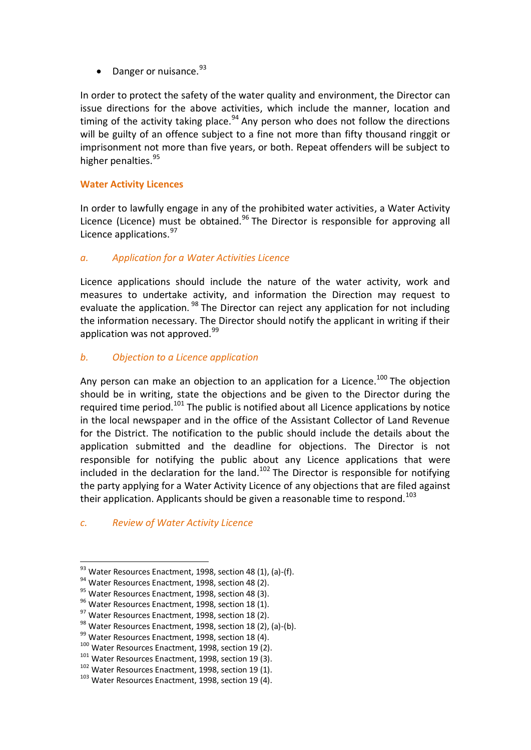- Danger or nuisance.[93]

In order to protect the safety of the water quality and environment, the Director can issue directions for the above activities, which include the manner, location and timing of the activity taking place.[94] Any person who does not follow the directions will be guilty of an offence subject to a fine not more than fifty thousand ringgit or imprisonment not more than five years, or both. Repeat offenders will be subject to higher penalties.[95]

### Water Activity Licences

In order to lawfully engage in any of the prohibited water activities, a Water Activity Licence (Licence) must be obtained.[96] The Director is responsible for approving all Licence applications.[97]

#### *a. Application for a Water Activities Licence*

Licence applications should include the nature of the water activity, work and measures to undertake activity, and information the Direction may request to evaluate the application.[98] The Director can reject any application for not including the information necessary. The Director should notify the applicant in writing if their application was not approved.[99]

#### *b. Objection to a Licence application*

Any person can make an objection to an application for a Licence.[100] The objection should be in writing, state the objections and be given to the Director during the required time period.[101] The public is notified about all Licence applications by notice in the local newspaper and in the office of the Assistant Collector of Land Revenue for the District. The notification to the public should include the details about the application submitted and the deadline for objections. The Director is not responsible for notifying the public about any Licence applications that were included in the declaration for the land.[102] The Director is responsible for notifying the party applying for a Water Activity Licence of any objections that are filed against their application. Applicants should be given a reasonable time to respond.[103]

#### *c. Review of Water Activity Licence*

---

[93] Water Resources Enactment, 1998, section 48 (1), (a)-(f).
[94] Water Resources Enactment, 1998, section 48 (2).
[95] Water Resources Enactment, 1998, section 48 (3).
[96] Water Resources Enactment, 1998, section 18 (1).
[97] Water Resources Enactment, 1998, section 18 (2).
[98] Water Resources Enactment, 1998, section 18 (2), (a)-(b).
[99] Water Resources Enactment, 1998, section 18 (4).
[100] Water Resources Enactment, 1998, section 19 (2).
[101] Water Resources Enactment, 1998, section 19 (3).
[102] Water Resources Enactment, 1998, section 19 (1).
[103] Water Resources Enactment, 1998, section 19 (4).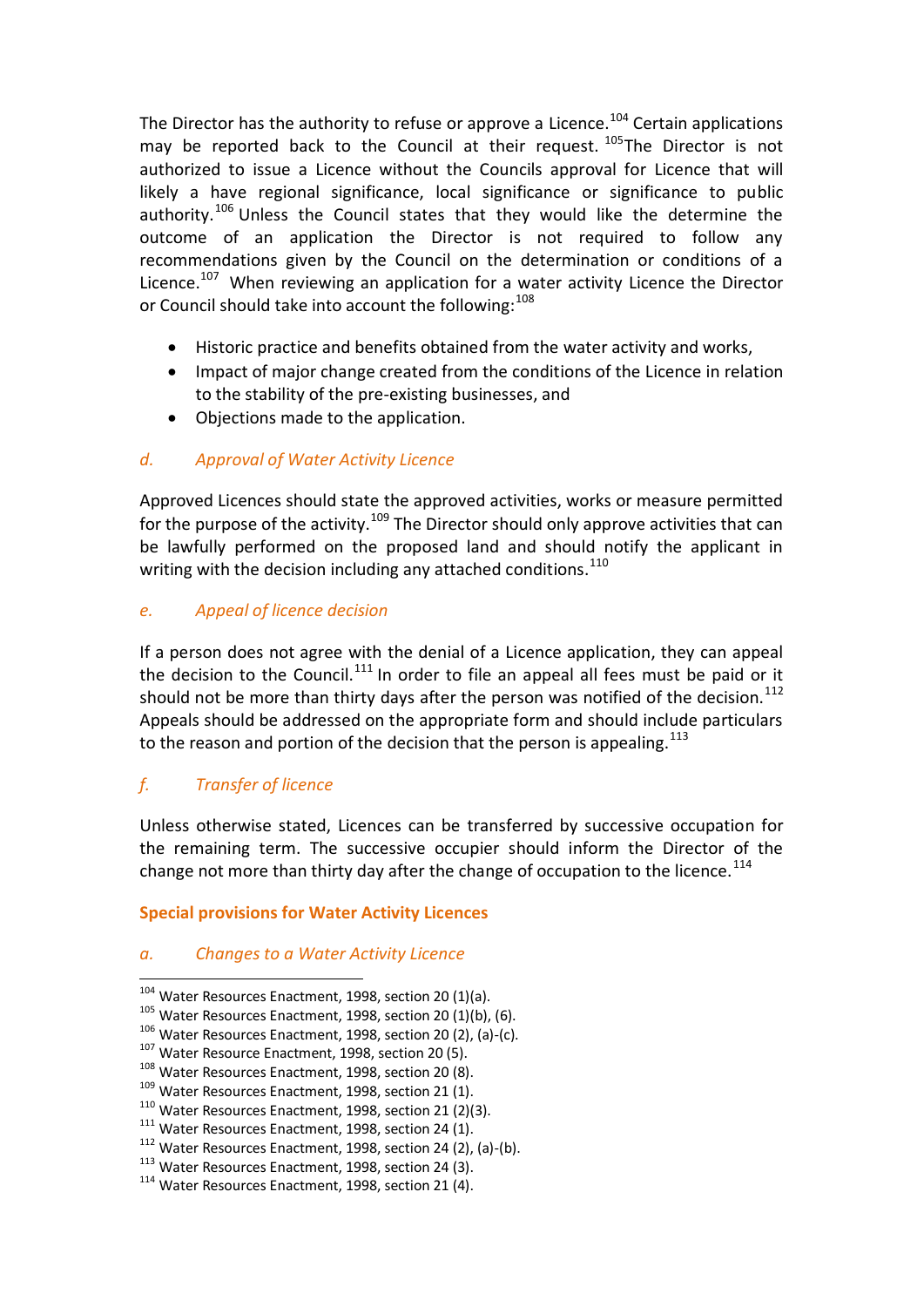The Director has the authority to refuse or approve a Licence.[104] Certain applications may be reported back to the Council at their request. [105]The Director is not authorized to issue a Licence without the Councils approval for Licence that will likely a have regional significance, local significance or significance to public authority.[106] Unless the Council states that they would like the determine the outcome of an application the Director is not required to follow any recommendations given by the Council on the determination or conditions of a Licence.[107] When reviewing an application for a water activity Licence the Director or Council should take into account the following:[108]

- Historic practice and benefits obtained from the water activity and works,
- Impact of major change created from the conditions of the Licence in relation to the stability of the pre-existing businesses, and
- Objections made to the application.

### *d. Approval of Water Activity Licence*

Approved Licences should state the approved activities, works or measure permitted for the purpose of the activity.[109] The Director should only approve activities that can be lawfully performed on the proposed land and should notify the applicant in writing with the decision including any attached conditions.[110]

### *e. Appeal of licence decision*

If a person does not agree with the denial of a Licence application, they can appeal the decision to the Council.[111] In order to file an appeal all fees must be paid or it should not be more than thirty days after the person was notified of the decision.[112] Appeals should be addressed on the appropriate form and should include particulars to the reason and portion of the decision that the person is appealing.[113]

### *f. Transfer of licence*

Unless otherwise stated, Licences can be transferred by successive occupation for the remaining term. The successive occupier should inform the Director of the change not more than thirty day after the change of occupation to the licence.[114]

## **Special provisions for Water Activity Licences**

### *a. Changes to a Water Activity Licence*

---

[104] Water Resources Enactment, 1998, section 20 (1)(a).
[105] Water Resources Enactment, 1998, section 20 (1)(b), (6).
[106] Water Resources Enactment, 1998, section 20 (2), (a)-(c).
[107] Water Resource Enactment, 1998, section 20 (5).
[108] Water Resources Enactment, 1998, section 20 (8).
[109] Water Resources Enactment, 1998, section 21 (1).
[110] Water Resources Enactment, 1998, section 21 (2)(3).
[111] Water Resources Enactment, 1998, section 24 (1).
[112] Water Resources Enactment, 1998, section 24 (2), (a)-(b).
[113] Water Resources Enactment, 1998, section 24 (3).
[114] Water Resources Enactment, 1998, section 21 (4).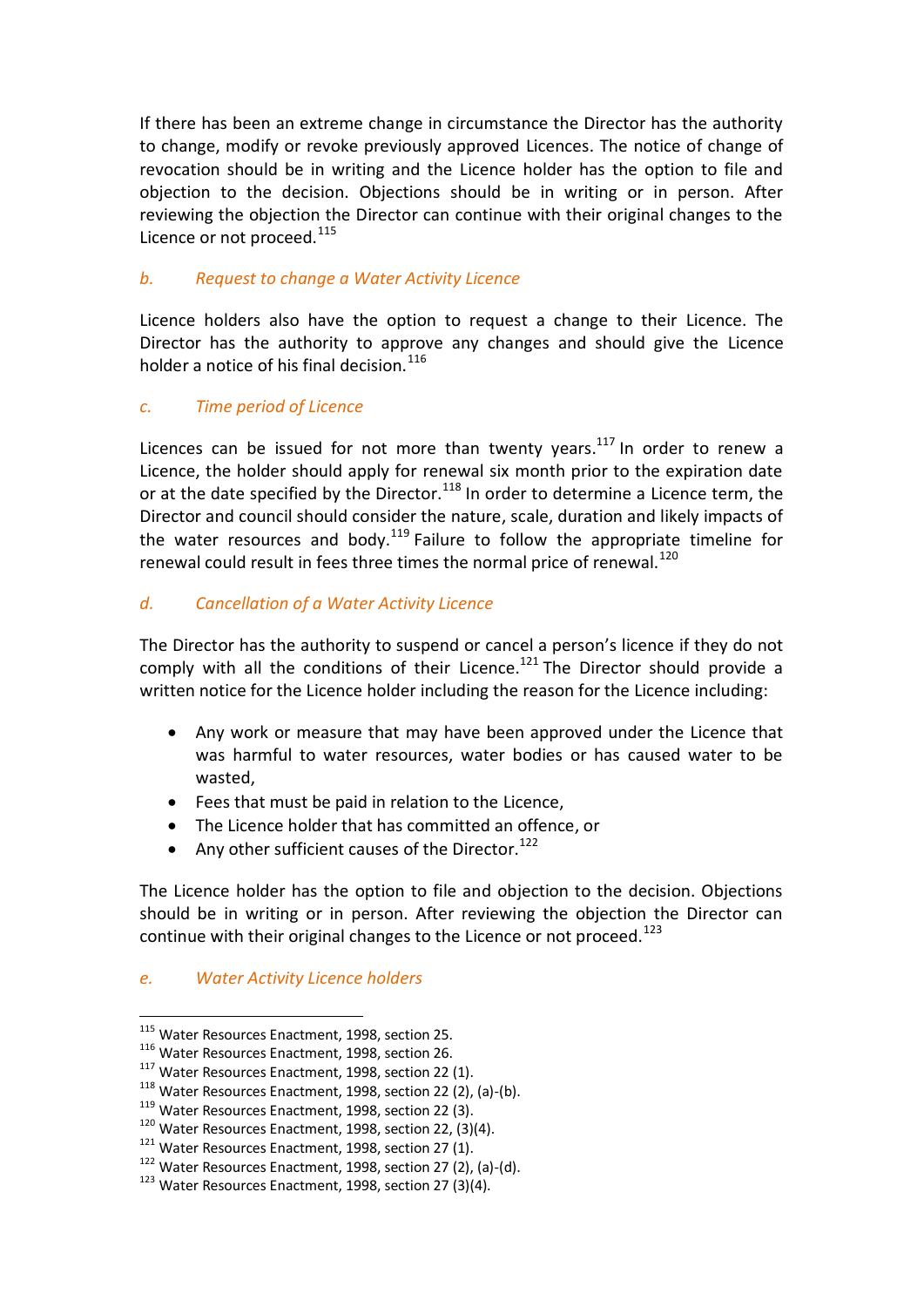If there has been an extreme change in circumstance the Director has the authority to change, modify or revoke previously approved Licences. The notice of change of revocation should be in writing and the Licence holder has the option to file and objection to the decision. Objections should be in writing or in person. After reviewing the objection the Director can continue with their original changes to the Licence or not proceed.[115]

### *b. Request to change a Water Activity Licence*

Licence holders also have the option to request a change to their Licence. The Director has the authority to approve any changes and should give the Licence holder a notice of his final decision.[116]

### *c. Time period of Licence*

Licences can be issued for not more than twenty years.[117] In order to renew a Licence, the holder should apply for renewal six month prior to the expiration date or at the date specified by the Director.[118] In order to determine a Licence term, the Director and council should consider the nature, scale, duration and likely impacts of the water resources and body.[119] Failure to follow the appropriate timeline for renewal could result in fees three times the normal price of renewal.[120]

### *d. Cancellation of a Water Activity Licence*

The Director has the authority to suspend or cancel a person's licence if they do not comply with all the conditions of their Licence.[121] The Director should provide a written notice for the Licence holder including the reason for the Licence including:

- Any work or measure that may have been approved under the Licence that was harmful to water resources, water bodies or has caused water to be wasted,
- Fees that must be paid in relation to the Licence,
- The Licence holder that has committed an offence, or
- Any other sufficient causes of the Director.[122]

The Licence holder has the option to file and objection to the decision. Objections should be in writing or in person. After reviewing the objection the Director can continue with their original changes to the Licence or not proceed.[123]

### *e. Water Activity Licence holders*

---

[115] Water Resources Enactment, 1998, section 25.
[116] Water Resources Enactment, 1998, section 26.
[117] Water Resources Enactment, 1998, section 22 (1).
[118] Water Resources Enactment, 1998, section 22 (2), (a)-(b).
[119] Water Resources Enactment, 1998, section 22 (3).
[120] Water Resources Enactment, 1998, section 22, (3)(4).
[121] Water Resources Enactment, 1998, section 27 (1).
[122] Water Resources Enactment, 1998, section 27 (2), (a)-(d).
[123] Water Resources Enactment, 1998, section 27 (3)(4).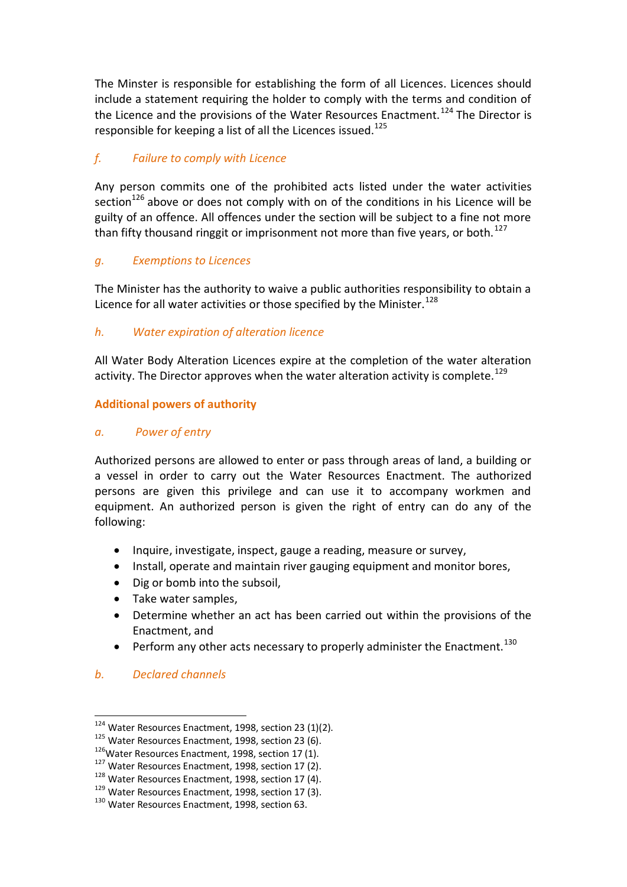The Minster is responsible for establishing the form of all Licences. Licences should include a statement requiring the holder to comply with the terms and condition of the Licence and the provisions of the Water Resources Enactment.[124] The Director is responsible for keeping a list of all the Licences issued.[125]

### *f. Failure to comply with Licence*

Any person commits one of the prohibited acts listed under the water activities section[126] above or does not comply with on of the conditions in his Licence will be guilty of an offence. All offences under the section will be subject to a fine not more than fifty thousand ringgit or imprisonment not more than five years, or both.[127]

### *g. Exemptions to Licences*

The Minister has the authority to waive a public authorities responsibility to obtain a Licence for all water activities or those specified by the Minister.[128]

### *h. Water expiration of alteration licence*

All Water Body Alteration Licences expire at the completion of the water alteration activity. The Director approves when the water alteration activity is complete.[129]

## Additional powers of authority

### *a. Power of entry*

Authorized persons are allowed to enter or pass through areas of land, a building or a vessel in order to carry out the Water Resources Enactment. The authorized persons are given this privilege and can use it to accompany workmen and equipment. An authorized person is given the right of entry can do any of the following:

- Inquire, investigate, inspect, gauge a reading, measure or survey,
- Install, operate and maintain river gauging equipment and monitor bores,
- Dig or bomb into the subsoil,
- Take water samples,
- Determine whether an act has been carried out within the provisions of the Enactment, and
- Perform any other acts necessary to properly administer the Enactment.[130]

### *b. Declared channels*

---

[124] Water Resources Enactment, 1998, section 23 (1)(2).
[125] Water Resources Enactment, 1998, section 23 (6).
[126] Water Resources Enactment, 1998, section 17 (1).
[127] Water Resources Enactment, 1998, section 17 (2).
[128] Water Resources Enactment, 1998, section 17 (4).
[129] Water Resources Enactment, 1998, section 17 (3).
[130] Water Resources Enactment, 1998, section 63.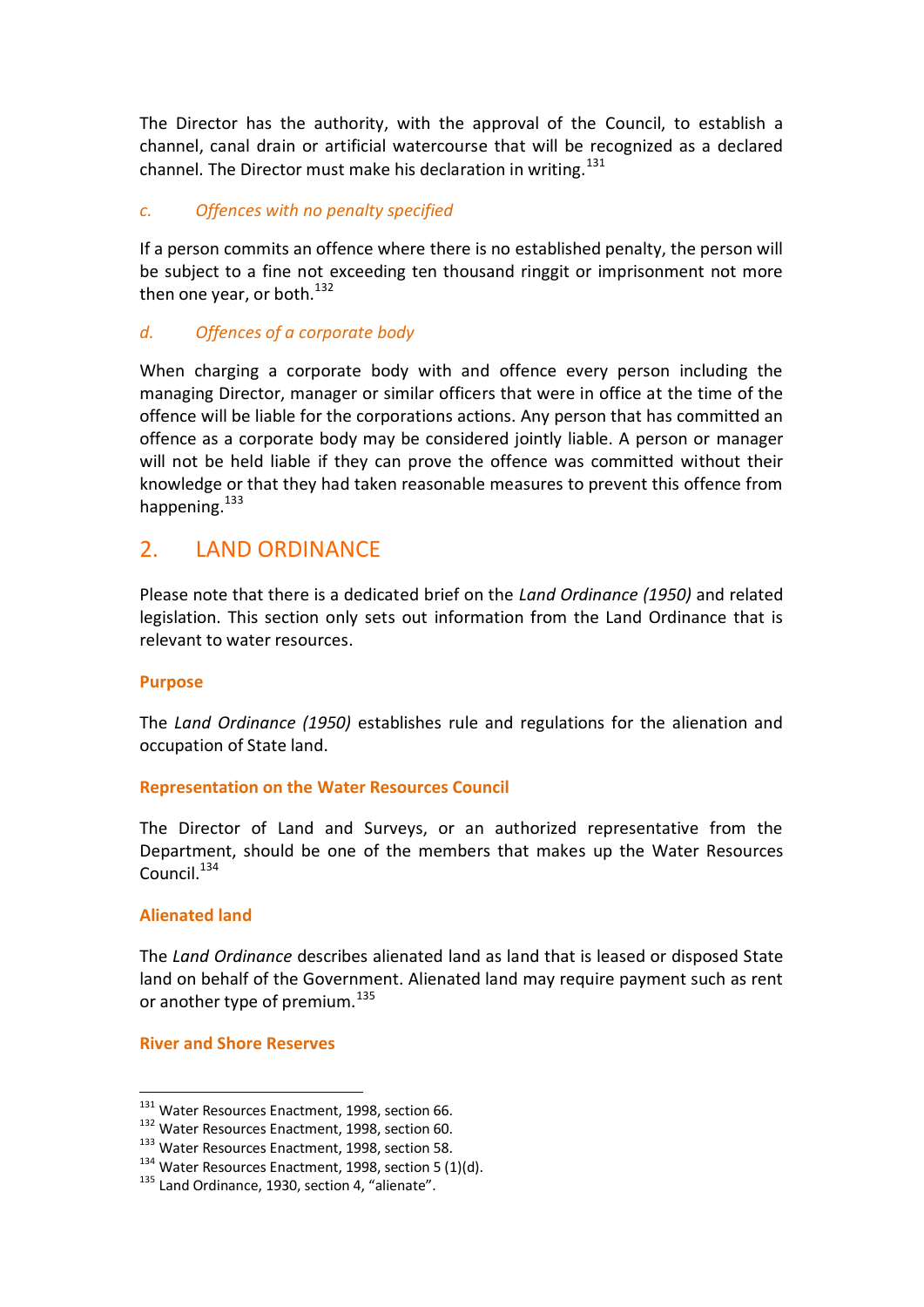The Director has the authority, with the approval of the Council, to establish a channel, canal drain or artificial watercourse that will be recognized as a declared channel. The Director must make his declaration in writing.[131]

### c. *Offences with no penalty specified*

If a person commits an offence where there is no established penalty, the person will be subject to a fine not exceeding ten thousand ringgit or imprisonment not more then one year, or both.[132]

### d. *Offences of a corporate body*

When charging a corporate body with and offence every person including the managing Director, manager or similar officers that were in office at the time of the offence will be liable for the corporations actions. Any person that has committed an offence as a corporate body may be considered jointly liable. A person or manager will not be held liable if they can prove the offence was committed without their knowledge or that they had taken reasonable measures to prevent this offence from happening.[133]

## 2. LAND ORDINANCE

Please note that there is a dedicated brief on the *Land Ordinance (1950)* and related legislation. This section only sets out information from the Land Ordinance that is relevant to water resources.

**Purpose**

The *Land Ordinance (1950)* establishes rule and regulations for the alienation and occupation of State land.

**Representation on the Water Resources Council**

The Director of Land and Surveys, or an authorized representative from the Department, should be one of the members that makes up the Water Resources Council.[134]

**Alienated land**

The *Land Ordinance* describes alienated land as land that is leased or disposed State land on behalf of the Government. Alienated land may require payment such as rent or another type of premium.[135]

**River and Shore Reserves**

---

[131] Water Resources Enactment, 1998, section 66.
[132] Water Resources Enactment, 1998, section 60.
[133] Water Resources Enactment, 1998, section 58.
[134] Water Resources Enactment, 1998, section 5 (1)(d).
[135] Land Ordinance, 1930, section 4, "alienate".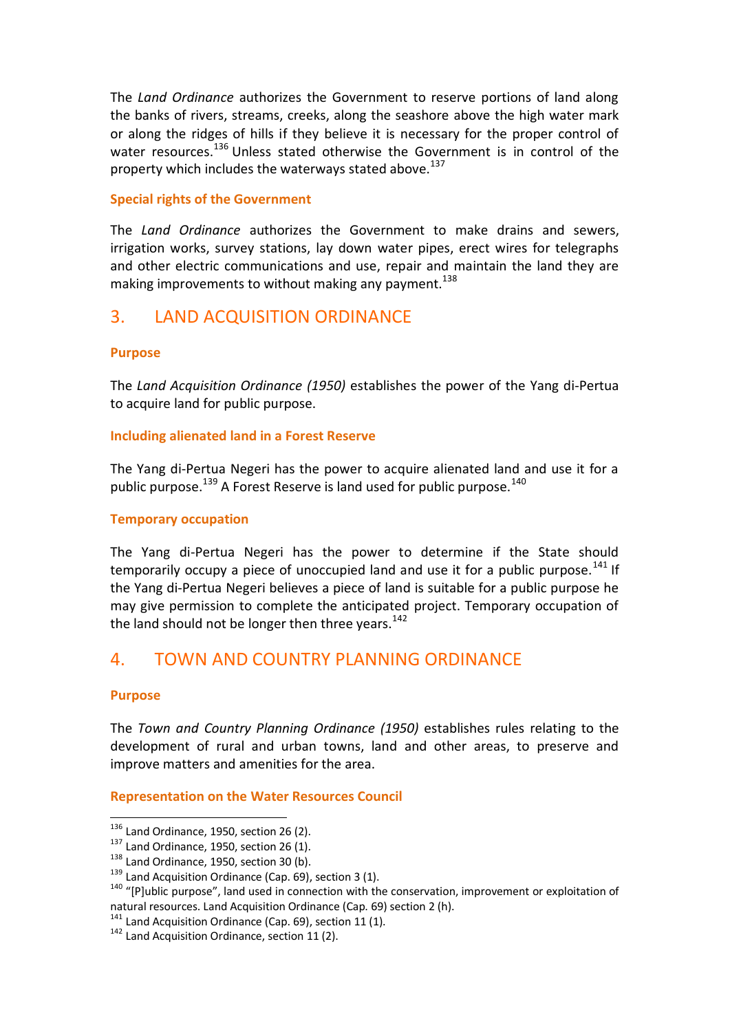The *Land Ordinance* authorizes the Government to reserve portions of land along the banks of rivers, streams, creeks, along the seashore above the high water mark or along the ridges of hills if they believe it is necessary for the proper control of water resources.[136] Unless stated otherwise the Government is in control of the property which includes the waterways stated above.[137]

### Special rights of the Government

The *Land Ordinance* authorizes the Government to make drains and sewers, irrigation works, survey stations, lay down water pipes, erect wires for telegraphs and other electric communications and use, repair and maintain the land they are making improvements to without making any payment.[138]

## 3. LAND ACQUISITION ORDINANCE

### Purpose

The *Land Acquisition Ordinance (1950)* establishes the power of the Yang di-Pertua to acquire land for public purpose.

### Including alienated land in a Forest Reserve

The Yang di-Pertua Negeri has the power to acquire alienated land and use it for a public purpose.[139] A Forest Reserve is land used for public purpose.[140]

### Temporary occupation

The Yang di-Pertua Negeri has the power to determine if the State should temporarily occupy a piece of unoccupied land and use it for a public purpose.[141] If the Yang di-Pertua Negeri believes a piece of land is suitable for a public purpose he may give permission to complete the anticipated project. Temporary occupation of the land should not be longer then three years.[142]

## 4. TOWN AND COUNTRY PLANNING ORDINANCE

### Purpose

The *Town and Country Planning Ordinance (1950)* establishes rules relating to the development of rural and urban towns, land and other areas, to preserve and improve matters and amenities for the area.

### Representation on the Water Resources Council

---

[136] Land Ordinance, 1950, section 26 (2).
[137] Land Ordinance, 1950, section 26 (1).
[138] Land Ordinance, 1950, section 30 (b).
[139] Land Acquisition Ordinance (Cap. 69), section 3 (1).
[140] "[P]ublic purpose", land used in connection with the conservation, improvement or exploitation of natural resources. Land Acquisition Ordinance (Cap. 69) section 2 (h).
[141] Land Acquisition Ordinance (Cap. 69), section 11 (1).
[142] Land Acquisition Ordinance, section 11 (2).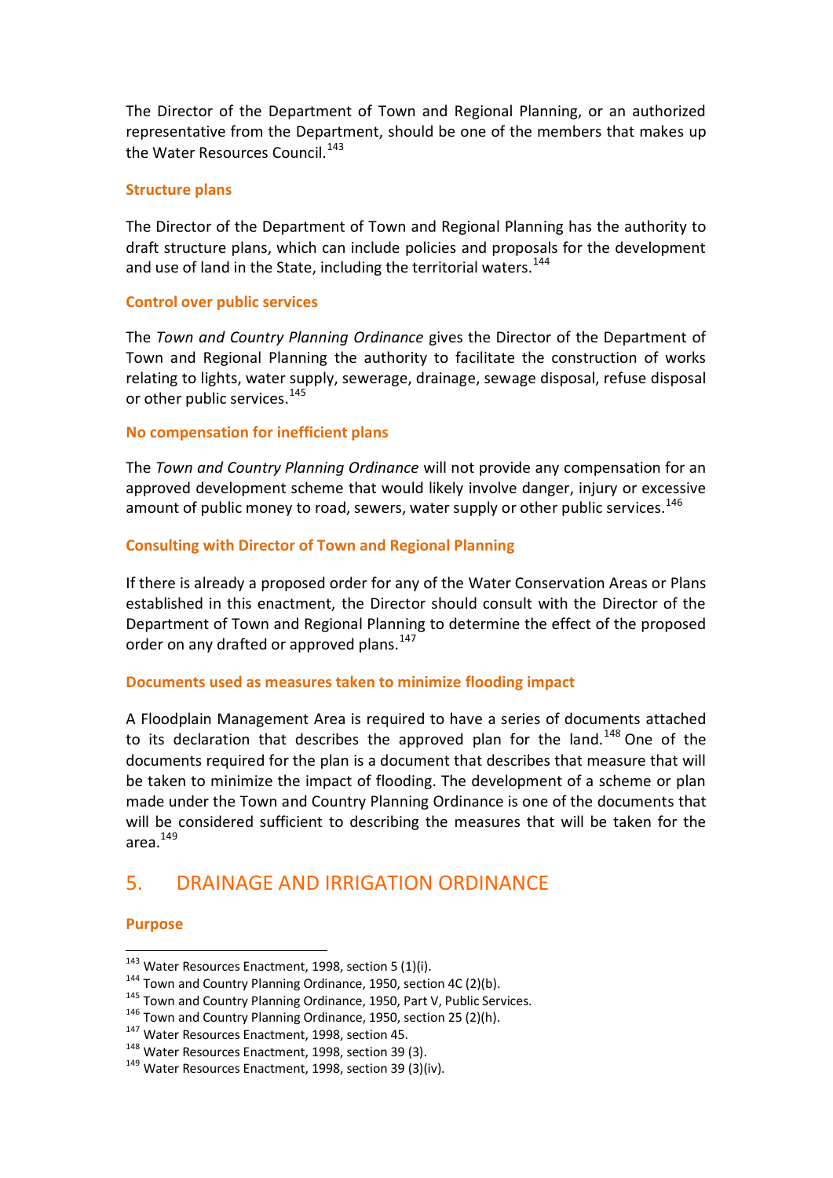The Director of the Department of Town and Regional Planning, or an authorized representative from the Department, should be one of the members that makes up the Water Resources Council.[143]

### Structure plans

The Director of the Department of Town and Regional Planning has the authority to draft structure plans, which can include policies and proposals for the development and use of land in the State, including the territorial waters.[144]

### Control over public services

The *Town and Country Planning Ordinance* gives the Director of the Department of Town and Regional Planning the authority to facilitate the construction of works relating to lights, water supply, sewerage, drainage, sewage disposal, refuse disposal or other public services.[145]

### No compensation for inefficient plans

The *Town and Country Planning Ordinance* will not provide any compensation for an approved development scheme that would likely involve danger, injury or excessive amount of public money to road, sewers, water supply or other public services.[146]

### Consulting with Director of Town and Regional Planning

If there is already a proposed order for any of the Water Conservation Areas or Plans established in this enactment, the Director should consult with the Director of the Department of Town and Regional Planning to determine the effect of the proposed order on any drafted or approved plans.[147]

### Documents used as measures taken to minimize flooding impact

A Floodplain Management Area is required to have a series of documents attached to its declaration that describes the approved plan for the land.[148] One of the documents required for the plan is a document that describes that measure that will be taken to minimize the impact of flooding. The development of a scheme or plan made under the Town and Country Planning Ordinance is one of the documents that will be considered sufficient to describing the measures that will be taken for the area.[149]

## 5. DRAINAGE AND IRRIGATION ORDINANCE

### Purpose

---

[143] Water Resources Enactment, 1998, section 5 (1)(i).
[144] Town and Country Planning Ordinance, 1950, section 4C (2)(b).
[145] Town and Country Planning Ordinance, 1950, Part V, Public Services.
[146] Town and Country Planning Ordinance, 1950, section 25 (2)(h).
[147] Water Resources Enactment, 1998, section 45.
[148] Water Resources Enactment, 1998, section 39 (3).
[149] Water Resources Enactment, 1998, section 39 (3)(iv).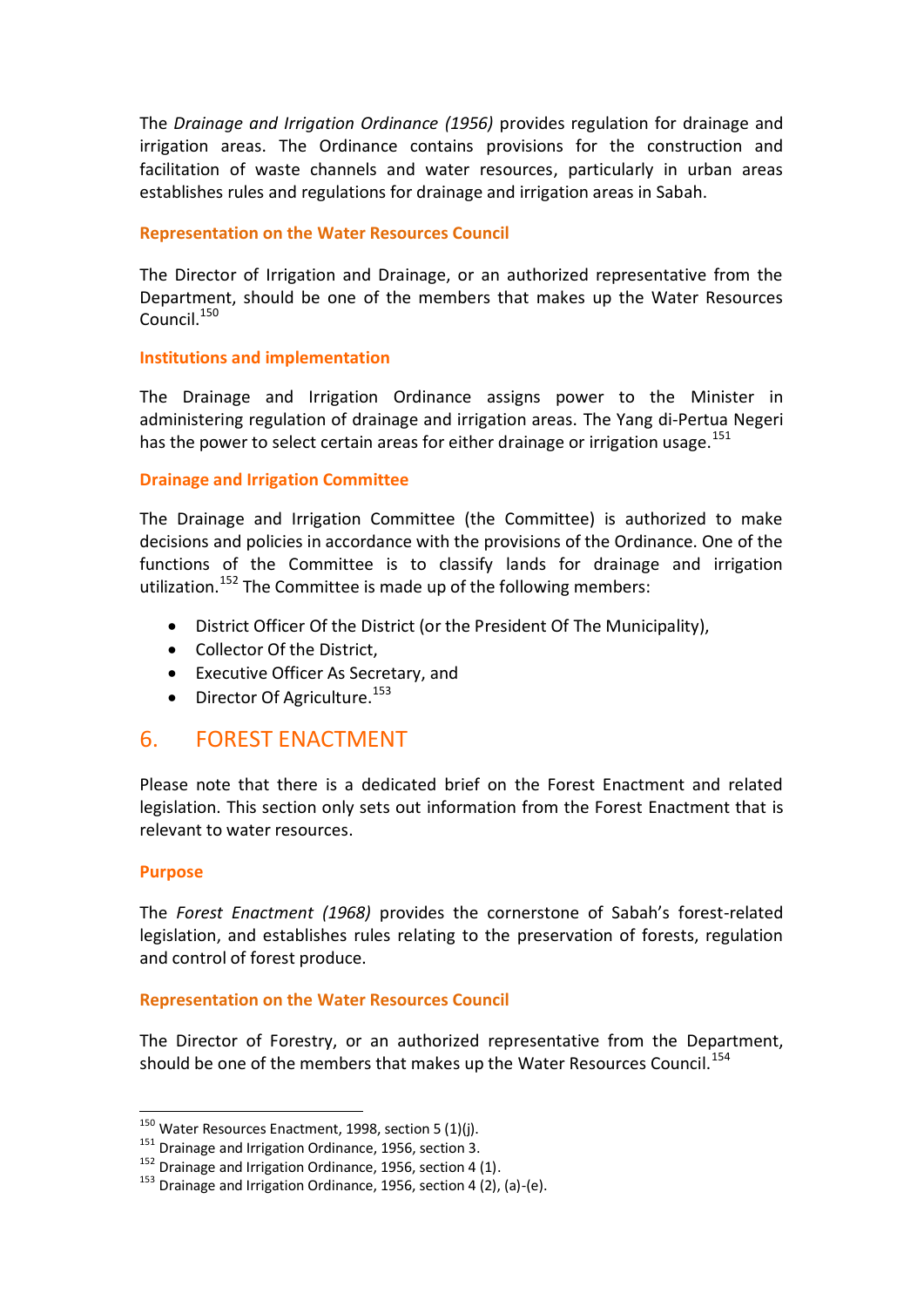The *Drainage and Irrigation Ordinance (1956)* provides regulation for drainage and irrigation areas. The Ordinance contains provisions for the construction and facilitation of waste channels and water resources, particularly in urban areas establishes rules and regulations for drainage and irrigation areas in Sabah.

### Representation on the Water Resources Council

The Director of Irrigation and Drainage, or an authorized representative from the Department, should be one of the members that makes up the Water Resources Council.[150]

### Institutions and implementation

The Drainage and Irrigation Ordinance assigns power to the Minister in administering regulation of drainage and irrigation areas. The Yang di-Pertua Negeri has the power to select certain areas for either drainage or irrigation usage.[151]

### Drainage and Irrigation Committee

The Drainage and Irrigation Committee (the Committee) is authorized to make decisions and policies in accordance with the provisions of the Ordinance. One of the functions of the Committee is to classify lands for drainage and irrigation utilization.[152] The Committee is made up of the following members:

- District Officer Of the District (or the President Of The Municipality),
- Collector Of the District,
- Executive Officer As Secretary, and
- Director Of Agriculture.[153]

## 6. FOREST ENACTMENT

Please note that there is a dedicated brief on the Forest Enactment and related legislation. This section only sets out information from the Forest Enactment that is relevant to water resources.

### Purpose

The *Forest Enactment (1968)* provides the cornerstone of Sabah's forest-related legislation, and establishes rules relating to the preservation of forests, regulation and control of forest produce.

### Representation on the Water Resources Council

The Director of Forestry, or an authorized representative from the Department, should be one of the members that makes up the Water Resources Council.[154]

---

[150] Water Resources Enactment, 1998, section 5 (1)(j).
[151] Drainage and Irrigation Ordinance, 1956, section 3.
[152] Drainage and Irrigation Ordinance, 1956, section 4 (1).
[153] Drainage and Irrigation Ordinance, 1956, section 4 (2), (a)-(e).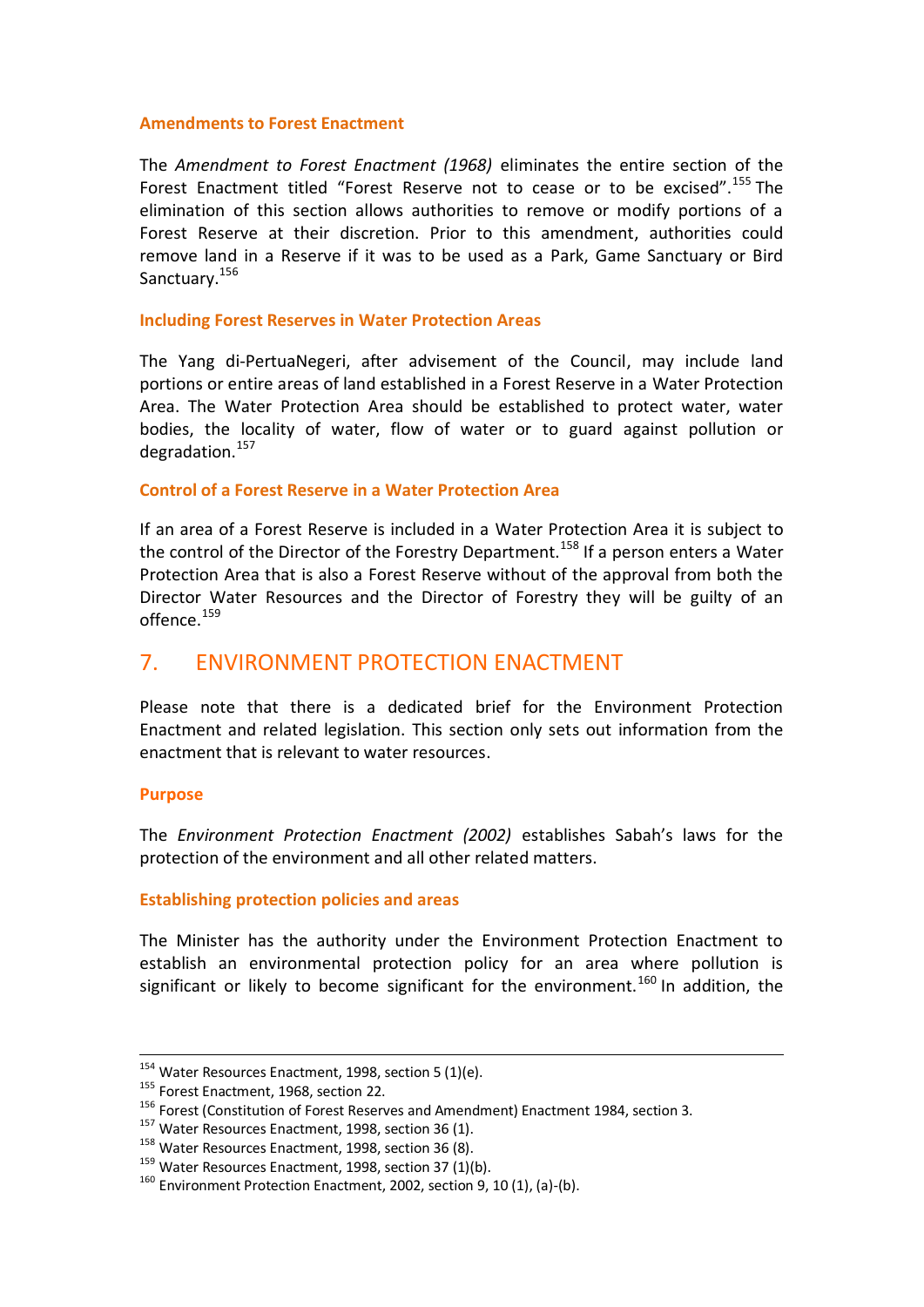### Amendments to Forest Enactment

The *Amendment to Forest Enactment (1968)* eliminates the entire section of the Forest Enactment titled "Forest Reserve not to cease or to be excised".[155] The elimination of this section allows authorities to remove or modify portions of a Forest Reserve at their discretion. Prior to this amendment, authorities could remove land in a Reserve if it was to be used as a Park, Game Sanctuary or Bird Sanctuary.[156]

### Including Forest Reserves in Water Protection Areas

The Yang di-PertuaNegeri, after advisement of the Council, may include land portions or entire areas of land established in a Forest Reserve in a Water Protection Area. The Water Protection Area should be established to protect water, water bodies, the locality of water, flow of water or to guard against pollution or degradation.[157]

### Control of a Forest Reserve in a Water Protection Area

If an area of a Forest Reserve is included in a Water Protection Area it is subject to the control of the Director of the Forestry Department.[158] If a person enters a Water Protection Area that is also a Forest Reserve without of the approval from both the Director Water Resources and the Director of Forestry they will be guilty of an offence.[159]

## 7. ENVIRONMENT PROTECTION ENACTMENT

Please note that there is a dedicated brief for the Environment Protection Enactment and related legislation. This section only sets out information from the enactment that is relevant to water resources.

### Purpose

The *Environment Protection Enactment (2002)* establishes Sabah's laws for the protection of the environment and all other related matters.

### Establishing protection policies and areas

The Minister has the authority under the Environment Protection Enactment to establish an environmental protection policy for an area where pollution is significant or likely to become significant for the environment.[160] In addition, the

---

[154] Water Resources Enactment, 1998, section 5 (1)(e).
[155] Forest Enactment, 1968, section 22.
[156] Forest (Constitution of Forest Reserves and Amendment) Enactment 1984, section 3.
[157] Water Resources Enactment, 1998, section 36 (1).
[158] Water Resources Enactment, 1998, section 36 (8).
[159] Water Resources Enactment, 1998, section 37 (1)(b).
[160] Environment Protection Enactment, 2002, section 9, 10 (1), (a)-(b).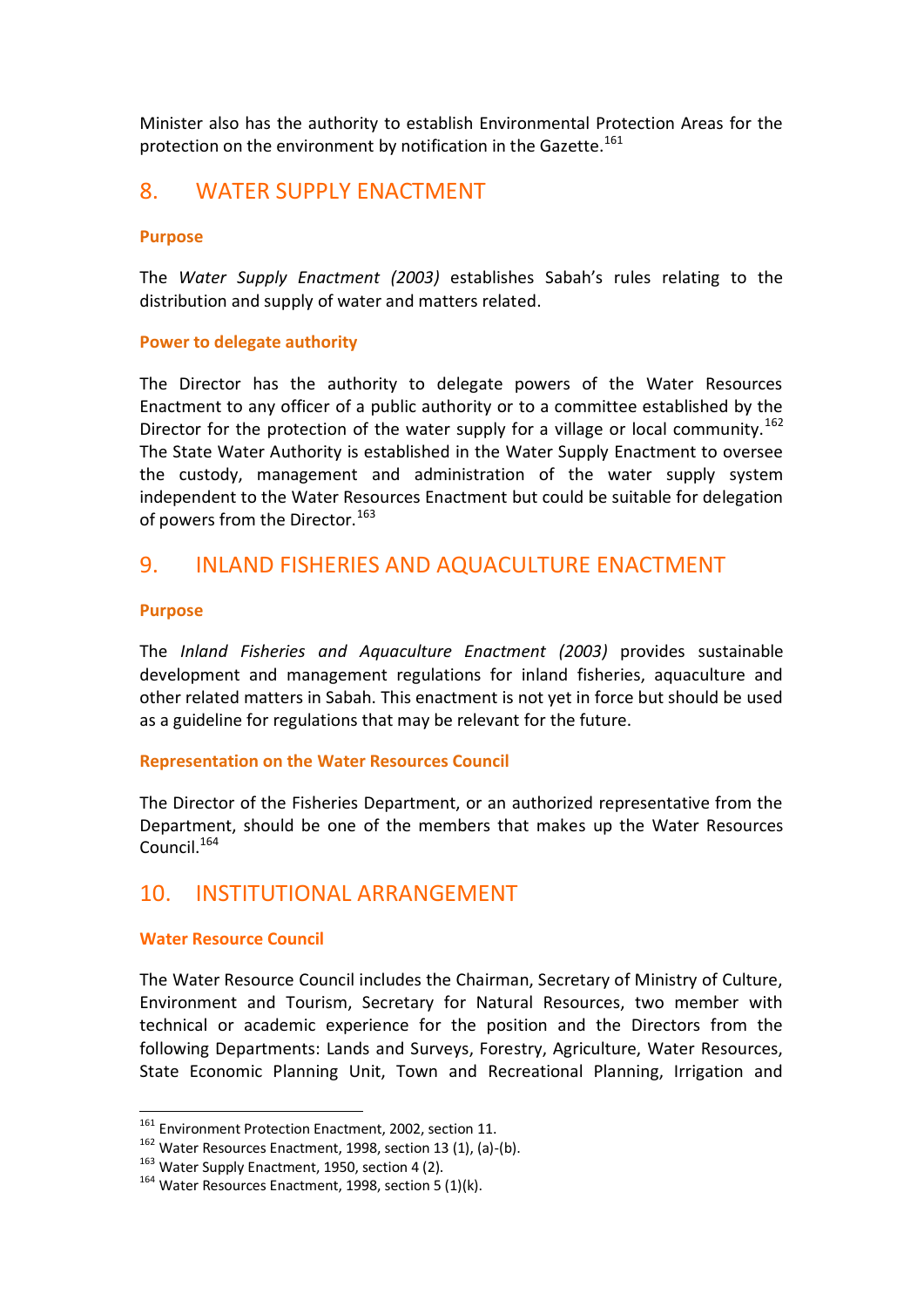Minister also has the authority to establish Environmental Protection Areas for the protection on the environment by notification in the Gazette.[161]

## 8. WATER SUPPLY ENACTMENT

### Purpose

The *Water Supply Enactment (2003)* establishes Sabah's rules relating to the distribution and supply of water and matters related.

### Power to delegate authority

The Director has the authority to delegate powers of the Water Resources Enactment to any officer of a public authority or to a committee established by the Director for the protection of the water supply for a village or local community.[162] The State Water Authority is established in the Water Supply Enactment to oversee the custody, management and administration of the water supply system independent to the Water Resources Enactment but could be suitable for delegation of powers from the Director.[163]

## 9. INLAND FISHERIES AND AQUACULTURE ENACTMENT

### Purpose

The *Inland Fisheries and Aquaculture Enactment (2003)* provides sustainable development and management regulations for inland fisheries, aquaculture and other related matters in Sabah. This enactment is not yet in force but should be used as a guideline for regulations that may be relevant for the future.

### Representation on the Water Resources Council

The Director of the Fisheries Department, or an authorized representative from the Department, should be one of the members that makes up the Water Resources Council.[164]

## 10. INSTITUTIONAL ARRANGEMENT

### Water Resource Council

The Water Resource Council includes the Chairman, Secretary of Ministry of Culture, Environment and Tourism, Secretary for Natural Resources, two member with technical or academic experience for the position and the Directors from the following Departments: Lands and Surveys, Forestry, Agriculture, Water Resources, State Economic Planning Unit, Town and Recreational Planning, Irrigation and

---

[161] Environment Protection Enactment, 2002, section 11.

[162] Water Resources Enactment, 1998, section 13 (1), (a)-(b).

[163] Water Supply Enactment, 1950, section 4 (2).

[164] Water Resources Enactment, 1998, section 5 (1)(k).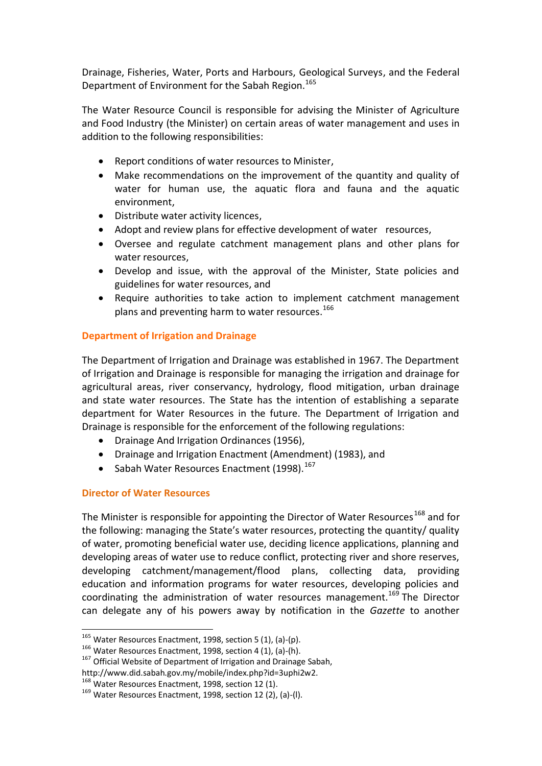Drainage, Fisheries, Water, Ports and Harbours, Geological Surveys, and the Federal Department of Environment for the Sabah Region.[165]

The Water Resource Council is responsible for advising the Minister of Agriculture and Food Industry (the Minister) on certain areas of water management and uses in addition to the following responsibilities:

- Report conditions of water resources to Minister,
- Make recommendations on the improvement of the quantity and quality of water for human use, the aquatic flora and fauna and the aquatic environment,
- Distribute water activity licences,
- Adopt and review plans for effective development of water resources,
- Oversee and regulate catchment management plans and other plans for water resources,
- Develop and issue, with the approval of the Minister, State policies and guidelines for water resources, and
- Require authorities to take action to implement catchment management plans and preventing harm to water resources.[166]

### Department of Irrigation and Drainage

The Department of Irrigation and Drainage was established in 1967. The Department of Irrigation and Drainage is responsible for managing the irrigation and drainage for agricultural areas, river conservancy, hydrology, flood mitigation, urban drainage and state water resources. The State has the intention of establishing a separate department for Water Resources in the future. The Department of Irrigation and Drainage is responsible for the enforcement of the following regulations:

- Drainage And Irrigation Ordinances (1956),
- Drainage and Irrigation Enactment (Amendment) (1983), and
- Sabah Water Resources Enactment (1998).[167]

### Director of Water Resources

The Minister is responsible for appointing the Director of Water Resources[168] and for the following: managing the State's water resources, protecting the quantity/ quality of water, promoting beneficial water use, deciding licence applications, planning and developing areas of water use to reduce conflict, protecting river and shore reserves, developing catchment/management/flood plans, collecting data, providing education and information programs for water resources, developing policies and coordinating the administration of water resources management.[169] The Director can delegate any of his powers away by notification in the *Gazette* to another

---

[165] Water Resources Enactment, 1998, section 5 (1), (a)-(p).

[166] Water Resources Enactment, 1998, section 4 (1), (a)-(h).

[167] Official Website of Department of Irrigation and Drainage Sabah, http://www.did.sabah.gov.my/mobile/index.php?id=3uphi2w2.

[168] Water Resources Enactment, 1998, section 12 (1).

[169] Water Resources Enactment, 1998, section 12 (2), (a)-(l).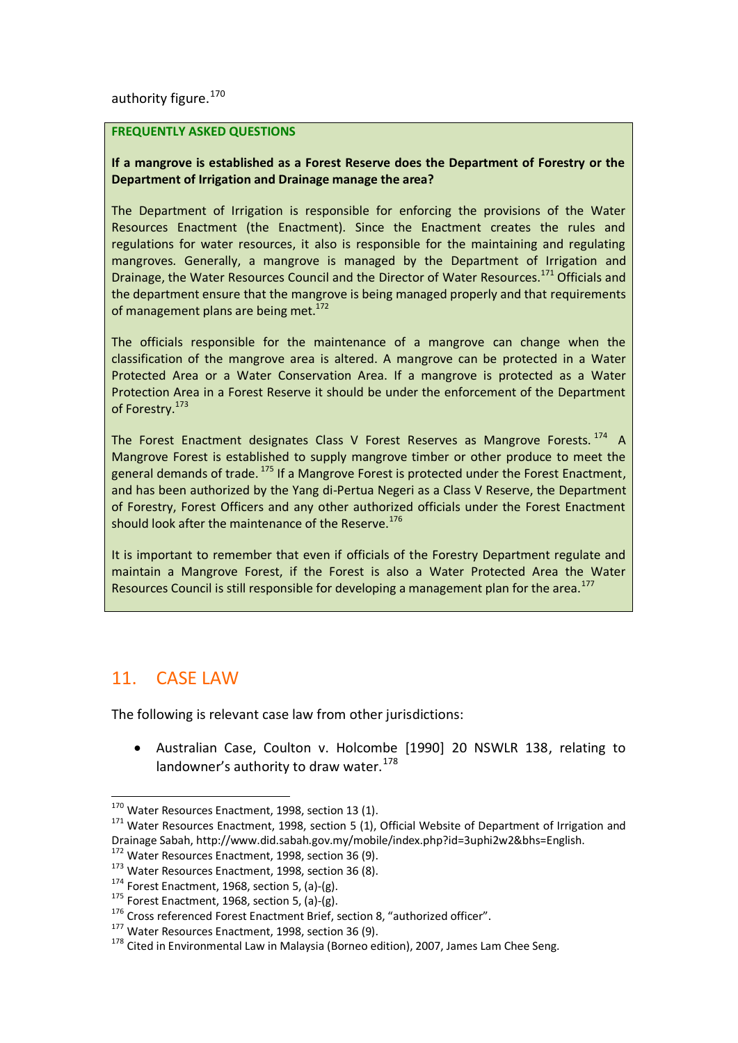authority figure.[170]

**FREQUENTLY ASKED QUESTIONS**

**If a mangrove is established as a Forest Reserve does the Department of Forestry or the Department of Irrigation and Drainage manage the area?**

The Department of Irrigation is responsible for enforcing the provisions of the Water Resources Enactment (the Enactment). Since the Enactment creates the rules and regulations for water resources, it also is responsible for the maintaining and regulating mangroves. Generally, a mangrove is managed by the Department of Irrigation and Drainage, the Water Resources Council and the Director of Water Resources.[171] Officials and the department ensure that the mangrove is being managed properly and that requirements of management plans are being met.[172]

The officials responsible for the maintenance of a mangrove can change when the classification of the mangrove area is altered. A mangrove can be protected in a Water Protected Area or a Water Conservation Area. If a mangrove is protected as a Water Protection Area in a Forest Reserve it should be under the enforcement of the Department of Forestry.[173]

The Forest Enactment designates Class V Forest Reserves as Mangrove Forests.[174] A Mangrove Forest is established to supply mangrove timber or other produce to meet the general demands of trade.[175] If a Mangrove Forest is protected under the Forest Enactment, and has been authorized by the Yang di-Pertua Negeri as a Class V Reserve, the Department of Forestry, Forest Officers and any other authorized officials under the Forest Enactment should look after the maintenance of the Reserve.[176]

It is important to remember that even if officials of the Forestry Department regulate and maintain a Mangrove Forest, if the Forest is also a Water Protected Area the Water Resources Council is still responsible for developing a management plan for the area.[177]

## 11. CASE LAW

The following is relevant case law from other jurisdictions:

- Australian Case, Coulton v. Holcombe [1990] 20 NSWLR 138, relating to landowner's authority to draw water.[178]

---

[170] Water Resources Enactment, 1998, section 13 (1).
[171] Water Resources Enactment, 1998, section 5 (1), Official Website of Department of Irrigation and Drainage Sabah, http://www.did.sabah.gov.my/mobile/index.php?id=3uphi2w2&bhs=English.
[172] Water Resources Enactment, 1998, section 36 (9).
[173] Water Resources Enactment, 1998, section 36 (8).
[174] Forest Enactment, 1968, section 5, (a)-(g).
[175] Forest Enactment, 1968, section 5, (a)-(g).
[176] Cross referenced Forest Enactment Brief, section 8, "authorized officer".
[177] Water Resources Enactment, 1998, section 36 (9).
[178] Cited in Environmental Law in Malaysia (Borneo edition), 2007, James Lam Chee Seng.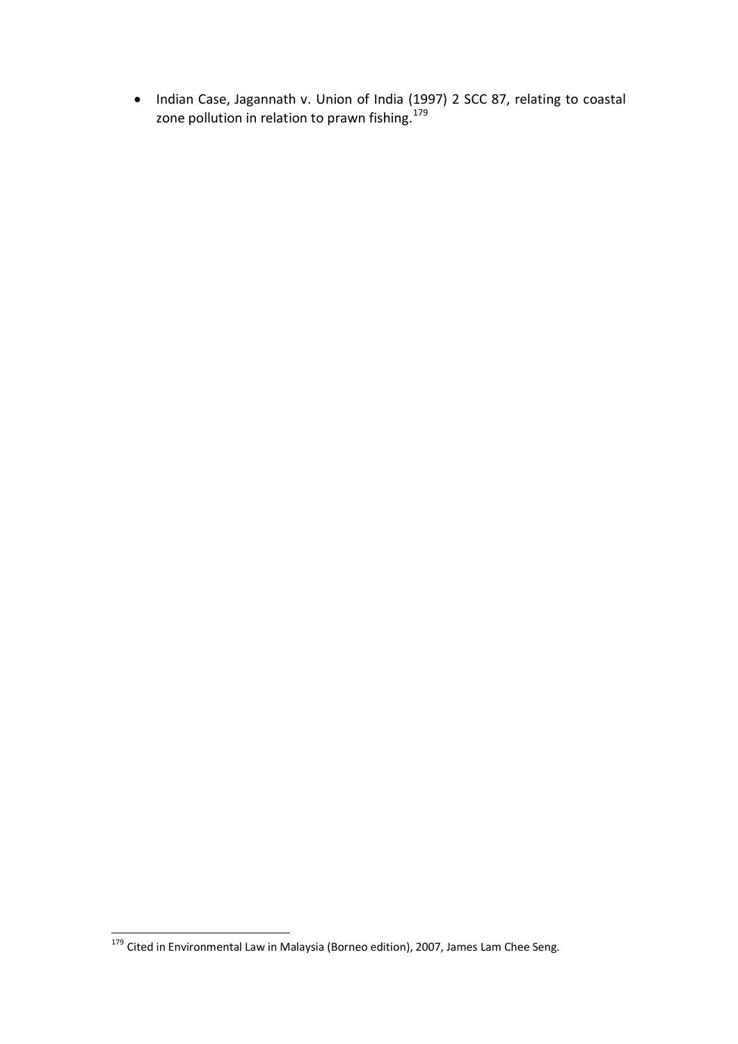- Indian Case, Jagannath v. Union of India (1997) 2 SCC 87, relating to coastal zone pollution in relation to prawn fishing.[179]

[179] Cited in Environmental Law in Malaysia (Borneo edition), 2007, James Lam Chee Seng.